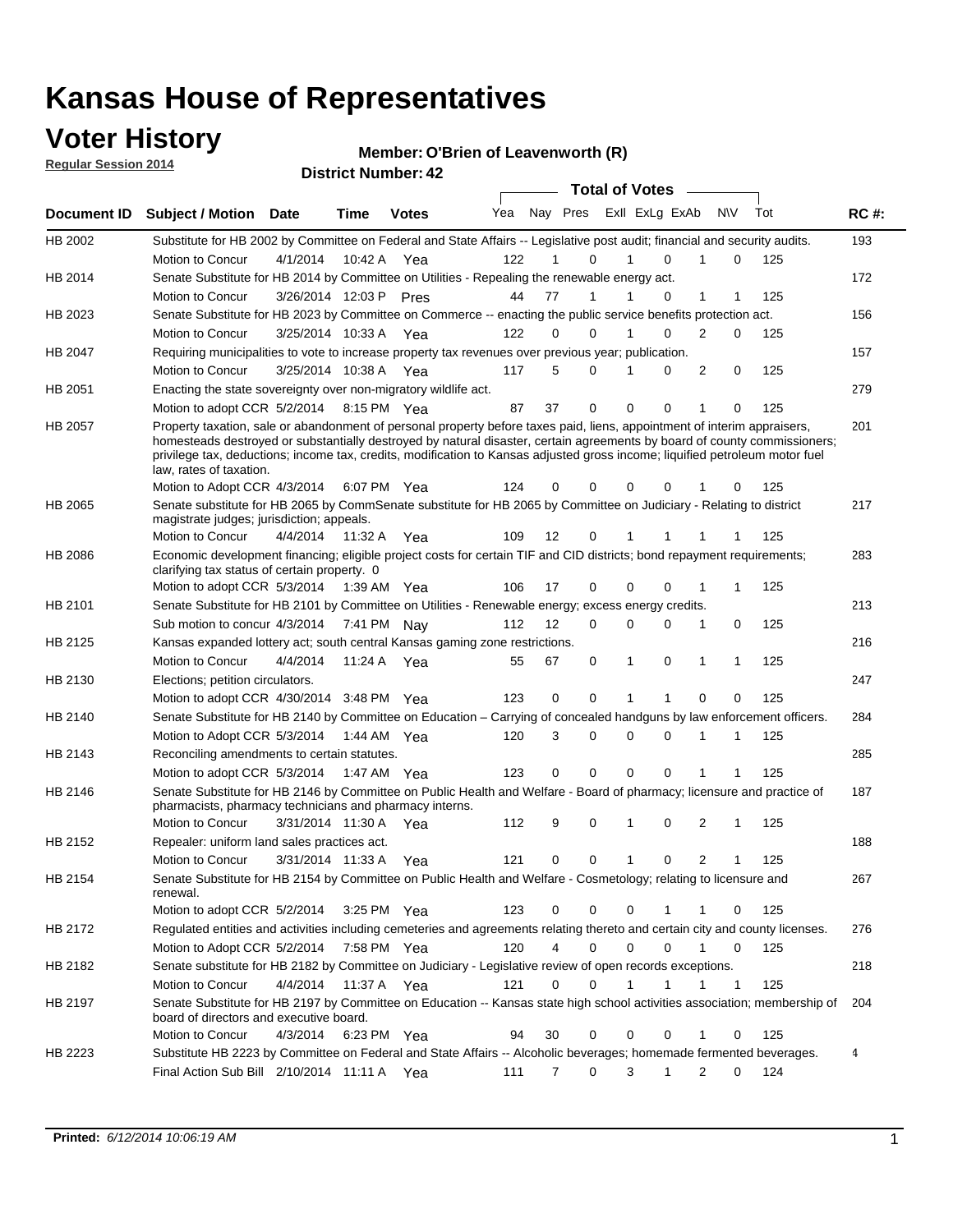# Kansas House of Representatives

## Voter History

**Regular Session 2014**

**Member: O'Brien of Leavenworth (R)**

**District Number: 42**

| Document ID | Subject / Motion | Date | Time | Votes | Yea | Nay | Pres | ExII | ExLg | ExAb | N\V | Tot | RC #: |
|---|---|---|---|---|---|---|---|---|---|---|---|---|---|
| HB 2002 | Substitute for HB 2002 by Committee on Federal and State Affairs -- Legislative post audit; financial and security audits. | | | | | | | | | | | | 193 |
| | Motion to Concur | 4/1/2014 | 10:42 A | Yea | 122 | 1 | 0 | 1 | 0 | 1 | 0 | 125 | |
| HB 2014 | Senate Substitute for HB 2014 by Committee on Utilities - Repealing the renewable energy act. | | | | | | | | | | | | 172 |
| | Motion to Concur | 3/26/2014 | 12:03 P | Pres | 44 | 77 | 1 | 1 | 0 | 1 | 1 | 125 | |
| HB 2023 | Senate Substitute for HB 2023 by Committee on Commerce -- enacting the public service benefits protection act. | | | | | | | | | | | | 156 |
| | Motion to Concur | 3/25/2014 | 10:33 A | Yea | 122 | 0 | 0 | 1 | 0 | 2 | 0 | 125 | |
| HB 2047 | Requiring municipalities to vote to increase property tax revenues over previous year; publication. | | | | | | | | | | | | 157 |
| | Motion to Concur | 3/25/2014 | 10:38 A | Yea | 117 | 5 | 0 | 1 | 0 | 2 | 0 | 125 | |
| HB 2051 | Enacting the state sovereignty over non-migratory wildlife act. | | | | | | | | | | | | 279 |
| | Motion to adopt CCR | 5/2/2014 | 8:15 PM | Yea | 87 | 37 | 0 | 0 | 0 | 1 | 0 | 125 | |
| HB 2057 | Property taxation, sale or abandonment of personal property before taxes paid, liens, appointment of interim appraisers, homesteads destroyed or substantially destroyed by natural disaster, certain agreements by board of county commissioners; privilege tax, deductions; income tax, credits, modification to Kansas adjusted gross income; liquified petroleum motor fuel law, rates of taxation. | | | | | | | | | | | | 201 |
| | Motion to Adopt CCR | 4/3/2014 | 6:07 PM | Yea | 124 | 0 | 0 | 0 | 0 | 1 | 0 | 125 | |
| HB 2065 | Senate substitute for HB 2065 by CommSenate substitute for HB 2065 by Committee on Judiciary - Relating to district magistrate judges; jurisdiction; appeals. | | | | | | | | | | | | 217 |
| | Motion to Concur | 4/4/2014 | 11:32 A | Yea | 109 | 12 | 0 | 1 | 1 | 1 | 1 | 125 | |
| HB 2086 | Economic development financing; eligible project costs for certain TIF and CID districts; bond repayment requirements; clarifying tax status of certain property. 0 | | | | | | | | | | | | 283 |
| | Motion to adopt CCR | 5/3/2014 | 1:39 AM | Yea | 106 | 17 | 0 | 0 | 0 | 1 | 1 | 125 | |
| HB 2101 | Senate Substitute for HB 2101 by Committee on Utilities - Renewable energy; excess energy credits. | | | | | | | | | | | | 213 |
| | Sub motion to concur | 4/3/2014 | 7:41 PM | Nay | 112 | 12 | 0 | 0 | 0 | 1 | 0 | 125 | |
| HB 2125 | Kansas expanded lottery act; south central Kansas gaming zone restrictions. | | | | | | | | | | | | 216 |
| | Motion to Concur | 4/4/2014 | 11:24 A | Yea | 55 | 67 | 0 | 1 | 0 | 1 | 1 | 125 | |
| HB 2130 | Elections; petition circulators. | | | | | | | | | | | | 247 |
| | Motion to adopt CCR | 4/30/2014 | 3:48 PM | Yea | 123 | 0 | 0 | 1 | 1 | 0 | 0 | 125 | |
| HB 2140 | Senate Substitute for HB 2140 by Committee on Education – Carrying of concealed handguns by law enforcement officers. | | | | | | | | | | | | 284 |
| | Motion to Adopt CCR | 5/3/2014 | 1:44 AM | Yea | 120 | 3 | 0 | 0 | 0 | 1 | 1 | 125 | |
| HB 2143 | Reconciling amendments to certain statutes. | | | | | | | | | | | | 285 |
| | Motion to adopt CCR | 5/3/2014 | 1:47 AM | Yea | 123 | 0 | 0 | 0 | 0 | 1 | 1 | 125 | |
| HB 2146 | Senate Substitute for HB 2146 by Committee on Public Health and Welfare - Board of pharmacy; licensure and practice of pharmacists, pharmacy technicians and pharmacy interns. | | | | | | | | | | | | 187 |
| | Motion to Concur | 3/31/2014 | 11:30 A | Yea | 112 | 9 | 0 | 1 | 0 | 2 | 1 | 125 | |
| HB 2152 | Repealer: uniform land sales practices act. | | | | | | | | | | | | 188 |
| | Motion to Concur | 3/31/2014 | 11:33 A | Yea | 121 | 0 | 0 | 1 | 0 | 2 | 1 | 125 | |
| HB 2154 | Senate Substitute for HB 2154 by Committee on Public Health and Welfare - Cosmetology; relating to licensure and renewal. | | | | | | | | | | | | 267 |
| | Motion to adopt CCR | 5/2/2014 | 3:25 PM | Yea | 123 | 0 | 0 | 0 | 1 | 1 | 0 | 125 | |
| HB 2172 | Regulated entities and activities including cemeteries and agreements relating thereto and certain city and county licenses. | | | | | | | | | | | | 276 |
| | Motion to Adopt CCR | 5/2/2014 | 7:58 PM | Yea | 120 | 4 | 0 | 0 | 0 | 1 | 0 | 125 | |
| HB 2182 | Senate substitute for HB 2182 by Committee on Judiciary - Legislative review of open records exceptions. | | | | | | | | | | | | 218 |
| | Motion to Concur | 4/4/2014 | 11:37 A | Yea | 121 | 0 | 0 | 1 | 1 | 1 | 1 | 125 | |
| HB 2197 | Senate Substitute for HB 2197 by Committee on Education -- Kansas state high school activities association; membership of board of directors and executive board. | | | | | | | | | | | | 204 |
| | Motion to Concur | 4/3/2014 | 6:23 PM | Yea | 94 | 30 | 0 | 0 | 0 | 1 | 0 | 125 | |
| HB 2223 | Substitute HB 2223 by Committee on Federal and State Affairs -- Alcoholic beverages; homemade fermented beverages. | | | | | | | | | | | | 4 |
| | Final Action Sub Bill | 2/10/2014 | 11:11 A | Yea | 111 | 7 | 0 | 3 | 1 | 2 | 0 | 124 | |

**Printed:** *6/12/2014 10:06:19 AM*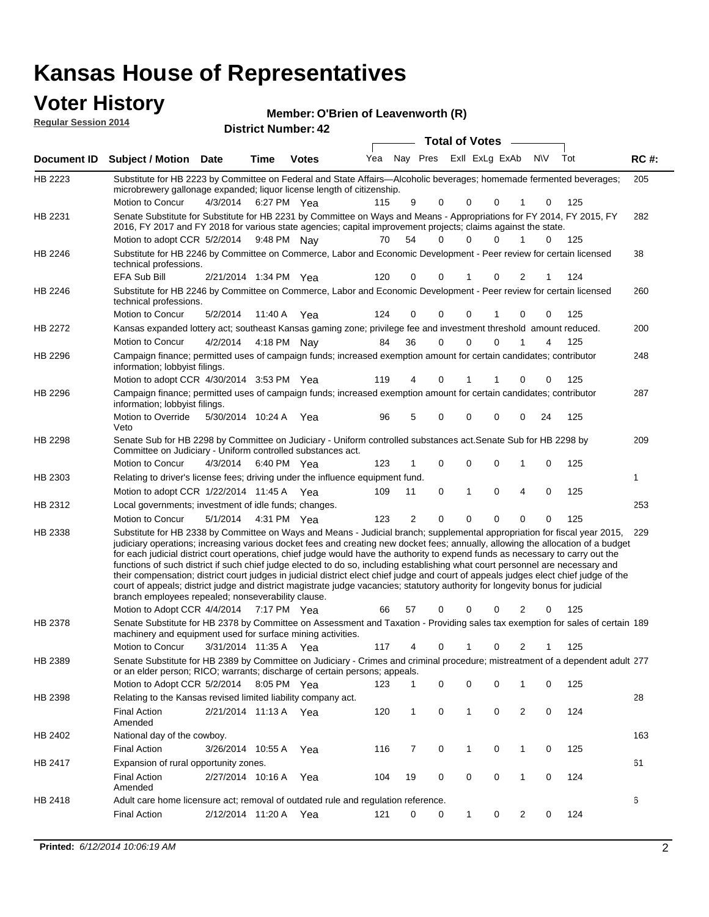# Kansas House of Representatives

## Voter History

**Regular Session 2014**

**Member: O'Brien of Leavenworth (R)**

**District Number: 42**

| Document ID | Subject / Motion | Date | Time | Votes | Yea | Nay | Pres | ExII | ExLg | ExAb | N\V | Tot | RC #: |
|---|---|---|---|---|---|---|---|---|---|---|---|---|---|
| HB 2223 | Substitute for HB 2223 by Committee on Federal and State Affairs—Alcoholic beverages; homemade fermented beverages; microbrewery gallonage expanded; liquor license length of citizenship. | | | | | | | | | | | | 205 |
| | Motion to Concur | 4/3/2014 | 6:27 PM | Yea | 115 | 9 | 0 | 0 | 0 | 1 | 0 | 125 | |
| HB 2231 | Senate Substitute for Substitute for HB 2231 by Committee on Ways and Means - Appropriations for FY 2014, FY 2015, FY 2016, FY 2017 and FY 2018 for various state agencies; capital improvement projects; claims against the state. | | | | | | | | | | | | 282 |
| | Motion to adopt CCR | 5/2/2014 | 9:48 PM | Nay | 70 | 54 | 0 | 0 | 0 | 1 | 0 | 125 | |
| HB 2246 | Substitute for HB 2246 by Committee on Commerce, Labor and Economic Development - Peer review for certain licensed technical professions. | | | | | | | | | | | | 38 |
| | EFA Sub Bill | 2/21/2014 | 1:34 PM | Yea | 120 | 0 | 0 | 1 | 0 | 2 | 1 | 124 | |
| HB 2246 | Substitute for HB 2246 by Committee on Commerce, Labor and Economic Development - Peer review for certain licensed technical professions. | | | | | | | | | | | | 260 |
| | Motion to Concur | 5/2/2014 | 11:40 A | Yea | 124 | 0 | 0 | 0 | 1 | 0 | 0 | 125 | |
| HB 2272 | Kansas expanded lottery act; southeast Kansas gaming zone; privilege fee and investment threshold amount reduced. | | | | | | | | | | | | 200 |
| | Motion to Concur | 4/2/2014 | 4:18 PM | Nay | 84 | 36 | 0 | 0 | 0 | 1 | 4 | 125 | |
| HB 2296 | Campaign finance; permitted uses of campaign funds; increased exemption amount for certain candidates; contributor information; lobbyist filings. | | | | | | | | | | | | 248 |
| | Motion to adopt CCR | 4/30/2014 | 3:53 PM | Yea | 119 | 4 | 0 | 1 | 1 | 0 | 0 | 125 | |
| HB 2296 | Campaign finance; permitted uses of campaign funds; increased exemption amount for certain candidates; contributor information; lobbyist filings. | | | | | | | | | | | | 287 |
| | Motion to Override Veto | 5/30/2014 | 10:24 A | Yea | 96 | 5 | 0 | 0 | 0 | 0 | 24 | 125 | |
| HB 2298 | Senate Sub for HB 2298 by Committee on Judiciary - Uniform controlled substances act.Senate Sub for HB 2298 by Committee on Judiciary - Uniform controlled substances act. | | | | | | | | | | | | 209 |
| | Motion to Concur | 4/3/2014 | 6:40 PM | Yea | 123 | 1 | 0 | 0 | 0 | 1 | 0 | 125 | |
| HB 2303 | Relating to driver's license fees; driving under the influence equipment fund. | | | | | | | | | | | | 1 |
| | Motion to adopt CCR | 1/22/2014 | 11:45 A | Yea | 109 | 11 | 0 | 1 | 0 | 4 | 0 | 125 | |
| HB 2312 | Local governments; investment of idle funds; changes. | | | | | | | | | | | | 253 |
| | Motion to Concur | 5/1/2014 | 4:31 PM | Yea | 123 | 2 | 0 | 0 | 0 | 0 | 0 | 125 | |
| HB 2338 | Substitute for HB 2338 by Committee on Ways and Means - Judicial branch; supplemental appropriation for fiscal year 2015, judiciary operations; increasing various docket fees and creating new docket fees; annually, allowing the allocation of a budget for each judicial district court operations, chief judge would have the authority to expend funds as necessary to carry out the functions of such district if such chief judge elected to do so, including establishing what court personnel are necessary and their compensation; district court judges in judicial district elect chief judge and court of appeals judges elect chief judge of the court of appeals; district judge and district magistrate judge vacancies; statutory authority for longevity bonus for judicial branch employees repealed; nonseverability clause. | | | | | | | | | | | | 229 |
| | Motion to Adopt CCR | 4/4/2014 | 7:17 PM | Yea | 66 | 57 | 0 | 0 | 0 | 2 | 0 | 125 | |
| HB 2378 | Senate Substitute for HB 2378 by Committee on Assessment and Taxation - Providing sales tax exemption for sales of certain machinery and equipment used for surface mining activities. | | | | | | | | | | | | 189 |
| | Motion to Concur | 3/31/2014 | 11:35 A | Yea | 117 | 4 | 0 | 1 | 0 | 2 | 1 | 125 | |
| HB 2389 | Senate Substitute for HB 2389 by Committee on Judiciary - Crimes and criminal procedure; mistreatment of a dependent adult or an elder person; RICO; warrants; discharge of certain persons; appeals. | | | | | | | | | | | | 277 |
| | Motion to Adopt CCR | 5/2/2014 | 8:05 PM | Yea | 123 | 1 | 0 | 0 | 0 | 1 | 0 | 125 | |
| HB 2398 | Relating to the Kansas revised limited liability company act. | | | | | | | | | | | | 28 |
| | Final Action Amended | 2/21/2014 | 11:13 A | Yea | 120 | 1 | 0 | 1 | 0 | 2 | 0 | 124 | |
| HB 2402 | National day of the cowboy. | | | | | | | | | | | | 163 |
| | Final Action | 3/26/2014 | 10:55 A | Yea | 116 | 7 | 0 | 1 | 0 | 1 | 0 | 125 | |
| HB 2417 | Expansion of rural opportunity zones. | | | | | | | | | | | | 61 |
| | Final Action Amended | 2/27/2014 | 10:16 A | Yea | 104 | 19 | 0 | 0 | 0 | 1 | 0 | 124 | |
| HB 2418 | Adult care home licensure act; removal of outdated rule and regulation reference. | | | | | | | | | | | | 6 |
| | Final Action | 2/12/2014 | 11:20 A | Yea | 121 | 0 | 0 | 1 | 0 | 2 | 0 | 124 | |

**Printed:** *6/12/2014 10:06:19 AM*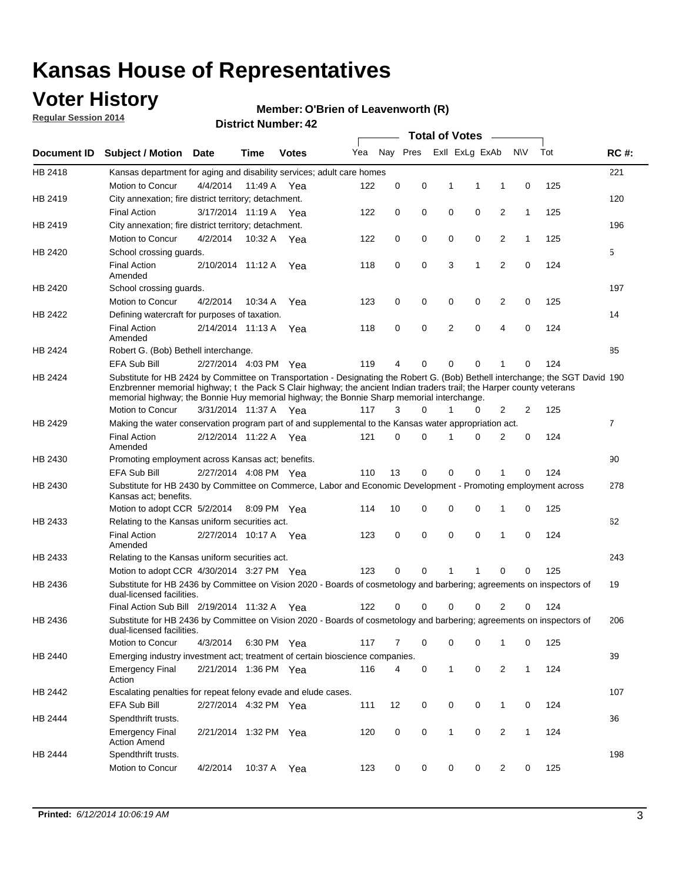# Kansas House of Representatives

## Voter History

**Regular Session 2014**

**Member: O'Brien of Leavenworth (R)**

**District Number: 42**

| Document ID | Subject / Motion | Date | Time | Votes | Yea | Nay | Pres | ExII | ExLg | ExAb | N\V | Tot | RC #: |
|---|---|---|---|---|---|---|---|---|---|---|---|---|---|
| HB 2418 | Kansas department for aging and disability services; adult care homes | | | | | | | | | | | | 221 |
| | Motion to Concur | 4/4/2014 | 11:49 A | Yea | 122 | 0 | 0 | 1 | 1 | 1 | 0 | 125 | |
| HB 2419 | City annexation; fire district territory; detachment. | | | | | | | | | | | | 120 |
| | Final Action | 3/17/2014 | 11:19 A | Yea | 122 | 0 | 0 | 0 | 0 | 2 | 1 | 125 | |
| HB 2419 | City annexation; fire district territory; detachment. | | | | | | | | | | | | 196 |
| | Motion to Concur | 4/2/2014 | 10:32 A | Yea | 122 | 0 | 0 | 0 | 0 | 2 | 1 | 125 | |
| HB 2420 | School crossing guards. | | | | | | | | | | | | 5 |
| | Final Action Amended | 2/10/2014 | 11:12 A | Yea | 118 | 0 | 0 | 3 | 1 | 2 | 0 | 124 | |
| HB 2420 | School crossing guards. | | | | | | | | | | | | 197 |
| | Motion to Concur | 4/2/2014 | 10:34 A | Yea | 123 | 0 | 0 | 0 | 0 | 2 | 0 | 125 | |
| HB 2422 | Defining watercraft for purposes of taxation. | | | | | | | | | | | | 14 |
| | Final Action Amended | 2/14/2014 | 11:13 A | Yea | 118 | 0 | 0 | 2 | 0 | 4 | 0 | 124 | |
| HB 2424 | Robert G. (Bob) Bethell interchange. | | | | | | | | | | | | 85 |
| | EFA Sub Bill | 2/27/2014 | 4:03 PM | Yea | 119 | 4 | 0 | 0 | 0 | 1 | 0 | 124 | |
| HB 2424 | Substitute for HB 2424 by Committee on Transportation - Designating the Robert G. (Bob) Bethell interchange; the SGT David Enzbrenner memorial highway; t the Pack S Clair highway; the ancient Indian traders trail; the Harper county veterans memorial highway; the Bonnie Huy memorial highway; the Bonnie Sharp memorial interchange. | | | | | | | | | | | | 190 |
| | Motion to Concur | 3/31/2014 | 11:37 A | Yea | 117 | 3 | 0 | 1 | 0 | 2 | 2 | 125 | |
| HB 2429 | Making the water conservation program part of and supplemental to the Kansas water appropriation act. | | | | | | | | | | | | 7 |
| | Final Action Amended | 2/12/2014 | 11:22 A | Yea | 121 | 0 | 0 | 1 | 0 | 2 | 0 | 124 | |
| HB 2430 | Promoting employment across Kansas act; benefits. | | | | | | | | | | | | 90 |
| | EFA Sub Bill | 2/27/2014 | 4:08 PM | Yea | 110 | 13 | 0 | 0 | 0 | 1 | 0 | 124 | |
| HB 2430 | Substitute for HB 2430 by Committee on Commerce, Labor and Economic Development - Promoting employment across Kansas act; benefits. | | | | | | | | | | | | 278 |
| | Motion to adopt CCR | 5/2/2014 | 8:09 PM | Yea | 114 | 10 | 0 | 0 | 0 | 1 | 0 | 125 | |
| HB 2433 | Relating to the Kansas uniform securities act. | | | | | | | | | | | | 62 |
| | Final Action Amended | 2/27/2014 | 10:17 A | Yea | 123 | 0 | 0 | 0 | 0 | 1 | 0 | 124 | |
| HB 2433 | Relating to the Kansas uniform securities act. | | | | | | | | | | | | 243 |
| | Motion to adopt CCR | 4/30/2014 | 3:27 PM | Yea | 123 | 0 | 0 | 1 | 1 | 0 | 0 | 125 | |
| HB 2436 | Substitute for HB 2436 by Committee on Vision 2020 - Boards of cosmetology and barbering; agreements on inspectors of dual-licensed facilities. | | | | | | | | | | | | 19 |
| | Final Action Sub Bill | 2/19/2014 | 11:32 A | Yea | 122 | 0 | 0 | 0 | 0 | 2 | 0 | 124 | |
| HB 2436 | Substitute for HB 2436 by Committee on Vision 2020 - Boards of cosmetology and barbering; agreements on inspectors of dual-licensed facilities. | | | | | | | | | | | | 206 |
| | Motion to Concur | 4/3/2014 | 6:30 PM | Yea | 117 | 7 | 0 | 0 | 0 | 1 | 0 | 125 | |
| HB 2440 | Emerging industry investment act; treatment of certain bioscience companies. | | | | | | | | | | | | 39 |
| | Emergency Final Action | 2/21/2014 | 1:36 PM | Yea | 116 | 4 | 0 | 1 | 0 | 2 | 1 | 124 | |
| HB 2442 | Escalating penalties for repeat felony evade and elude cases. | | | | | | | | | | | | 107 |
| | EFA Sub Bill | 2/27/2014 | 4:32 PM | Yea | 111 | 12 | 0 | 0 | 0 | 1 | 0 | 124 | |
| HB 2444 | Spendthrift trusts. | | | | | | | | | | | | 36 |
| | Emergency Final Action Amend | 2/21/2014 | 1:32 PM | Yea | 120 | 0 | 0 | 1 | 0 | 2 | 1 | 124 | |
| HB 2444 | Spendthrift trusts. | | | | | | | | | | | | 198 |
| | Motion to Concur | 4/2/2014 | 10:37 A | Yea | 123 | 0 | 0 | 0 | 0 | 2 | 0 | 125 | |

**Printed:** *6/12/2014 10:06:19 AM*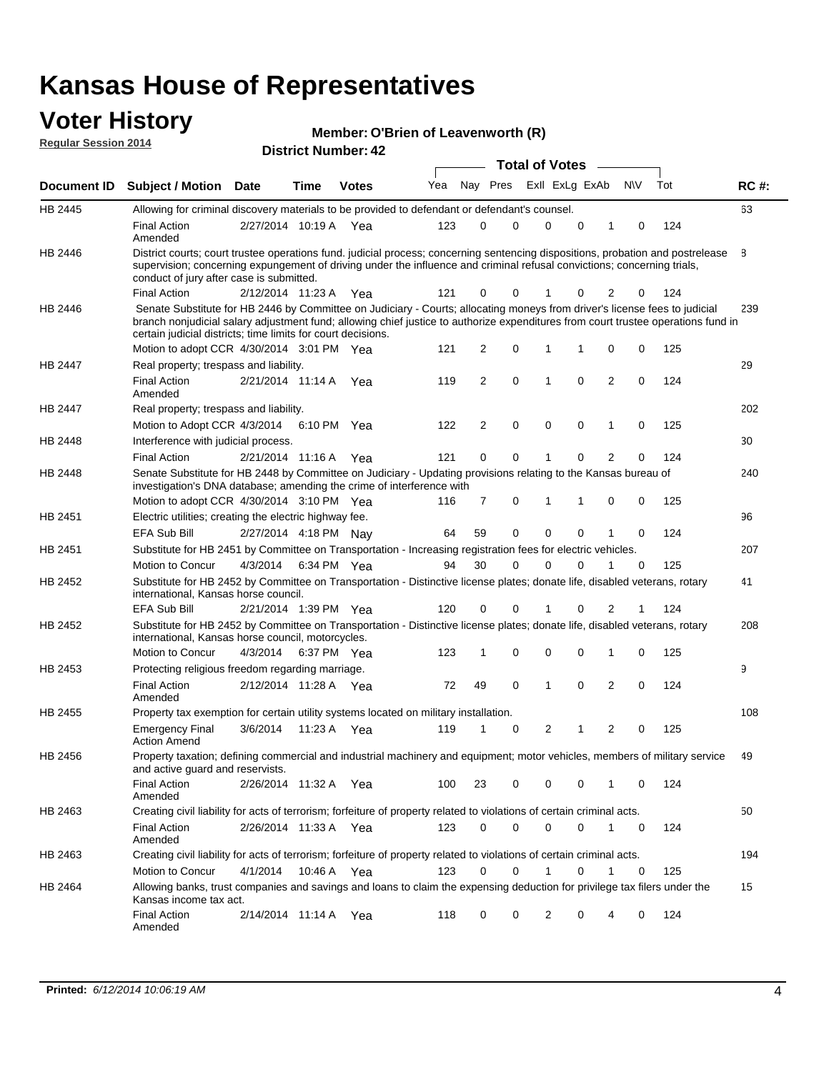# Kansas House of Representatives

## Voter History

**Regular Session 2014**

**Member: O'Brien of Leavenworth (R)**

**District Number: 42**

| Document ID | Subject / Motion | Date | Time | Votes | Yea | Nay | Pres | ExII | ExLg | ExAb | N\V | Tot | RC #: |
|---|---|---|---|---|---|---|---|---|---|---|---|---|---|
| HB 2445 | Allowing for criminal discovery materials to be provided to defendant or defendant's counsel. | | | | | | | | | | | | 63 |
| | Final Action Amended | 2/27/2014 | 10:19 A | Yea | 123 | 0 | 0 | 0 | 0 | 1 | 0 | 124 | |
| HB 2446 | District courts; court trustee operations fund. judicial process; concerning sentencing dispositions, probation and postrelease supervision; concerning expungement of driving under the influence and criminal refusal convictions; concerning trials, conduct of jury after case is submitted. | | | | | | | | | | | | 8 |
| | Final Action | 2/12/2014 | 11:23 A | Yea | 121 | 0 | 0 | 1 | 0 | 2 | 0 | 124 | |
| HB 2446 | Senate Substitute for HB 2446 by Committee on Judiciary - Courts; allocating moneys from driver's license fees to judicial branch nonjudicial salary adjustment fund; allowing chief justice to authorize expenditures from court trustee operations fund in certain judicial districts; time limits for court decisions. | | | | | | | | | | | | 239 |
| | Motion to adopt CCR | 4/30/2014 | 3:01 PM | Yea | 121 | 2 | 0 | 1 | 1 | 0 | 0 | 125 | |
| HB 2447 | Real property; trespass and liability. | | | | | | | | | | | | 29 |
| | Final Action Amended | 2/21/2014 | 11:14 A | Yea | 119 | 2 | 0 | 1 | 0 | 2 | 0 | 124 | |
| HB 2447 | Real property; trespass and liability. | | | | | | | | | | | | 202 |
| | Motion to Adopt CCR | 4/3/2014 | 6:10 PM | Yea | 122 | 2 | 0 | 0 | 0 | 1 | 0 | 125 | |
| HB 2448 | Interference with judicial process. | | | | | | | | | | | | 30 |
| | Final Action | 2/21/2014 | 11:16 A | Yea | 121 | 0 | 0 | 1 | 0 | 2 | 0 | 124 | |
| HB 2448 | Senate Substitute for HB 2448 by Committee on Judiciary - Updating provisions relating to the Kansas bureau of investigation's DNA database; amending the crime of interference with | | | | | | | | | | | | 240 |
| | Motion to adopt CCR | 4/30/2014 | 3:10 PM | Yea | 116 | 7 | 0 | 1 | 1 | 0 | 0 | 125 | |
| HB 2451 | Electric utilities; creating the electric highway fee. | | | | | | | | | | | | 96 |
| | EFA Sub Bill | 2/27/2014 | 4:18 PM | Nay | 64 | 59 | 0 | 0 | 0 | 1 | 0 | 124 | |
| HB 2451 | Substitute for HB 2451 by Committee on Transportation - Increasing registration fees for electric vehicles. | | | | | | | | | | | | 207 |
| | Motion to Concur | 4/3/2014 | 6:34 PM | Yea | 94 | 30 | 0 | 0 | 0 | 1 | 0 | 125 | |
| HB 2452 | Substitute for HB 2452 by Committee on Transportation - Distinctive license plates; donate life, disabled veterans, rotary international, Kansas horse council. | | | | | | | | | | | | 41 |
| | EFA Sub Bill | 2/21/2014 | 1:39 PM | Yea | 120 | 0 | 0 | 1 | 0 | 2 | 1 | 124 | |
| HB 2452 | Substitute for HB 2452 by Committee on Transportation - Distinctive license plates; donate life, disabled veterans, rotary international, Kansas horse council, motorcycles. | | | | | | | | | | | | 208 |
| | Motion to Concur | 4/3/2014 | 6:37 PM | Yea | 123 | 1 | 0 | 0 | 0 | 1 | 0 | 125 | |
| HB 2453 | Protecting religious freedom regarding marriage. | | | | | | | | | | | | 9 |
| | Final Action Amended | 2/12/2014 | 11:28 A | Yea | 72 | 49 | 0 | 1 | 0 | 2 | 0 | 124 | |
| HB 2455 | Property tax exemption for certain utility systems located on military installation. | | | | | | | | | | | | 108 |
| | Emergency Final Action Amend | 3/6/2014 | 11:23 A | Yea | 119 | 1 | 0 | 2 | 1 | 2 | 0 | 125 | |
| HB 2456 | Property taxation; defining commercial and industrial machinery and equipment; motor vehicles, members of military service and active guard and reservists. | | | | | | | | | | | | 49 |
| | Final Action Amended | 2/26/2014 | 11:32 A | Yea | 100 | 23 | 0 | 0 | 0 | 1 | 0 | 124 | |
| HB 2463 | Creating civil liability for acts of terrorism; forfeiture of property related to violations of certain criminal acts. | | | | | | | | | | | | 50 |
| | Final Action Amended | 2/26/2014 | 11:33 A | Yea | 123 | 0 | 0 | 0 | 0 | 1 | 0 | 124 | |
| HB 2463 | Creating civil liability for acts of terrorism; forfeiture of property related to violations of certain criminal acts. | | | | | | | | | | | | 194 |
| | Motion to Concur | 4/1/2014 | 10:46 A | Yea | 123 | 0 | 0 | 1 | 0 | 1 | 0 | 125 | |
| HB 2464 | Allowing banks, trust companies and savings and loans to claim the expensing deduction for privilege tax filers under the Kansas income tax act. | | | | | | | | | | | | 15 |
| | Final Action Amended | 2/14/2014 | 11:14 A | Yea | 118 | 0 | 0 | 2 | 0 | 4 | 0 | 124 | |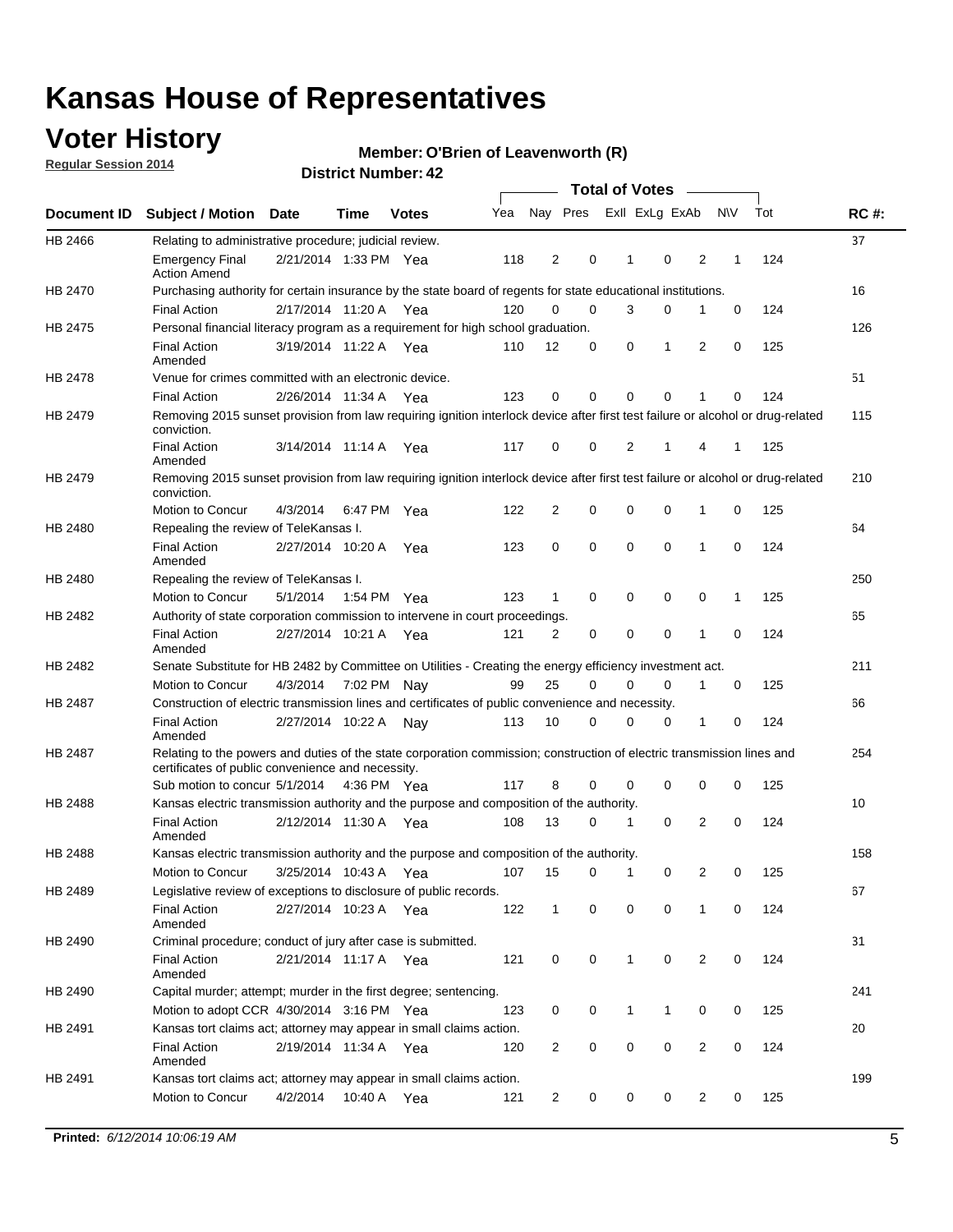# Kansas House of Representatives

## Voter History

**Regular Session 2014**

**Member: O'Brien of Leavenworth (R)**

**District Number: 42**

| Document ID | Subject / Motion | Date | Time | Votes | Yea | Nay | Pres | ExlI | ExLg | ExAb | N\V | Tot | RC #: |
|---|---|---|---|---|---|---|---|---|---|---|---|---|---|
| HB 2466 | Relating to administrative procedure; judicial review. | | | | | | | | | | | | 37 |
| | Emergency Final Action Amend | 2/21/2014 | 1:33 PM | Yea | 118 | 2 | 0 | 1 | 0 | 2 | 1 | 124 | |
| HB 2470 | Purchasing authority for certain insurance by the state board of regents for state educational institutions. | | | | | | | | | | | | 16 |
| | Final Action | 2/17/2014 | 11:20 A | Yea | 120 | 0 | 0 | 3 | 0 | 1 | 0 | 124 | |
| HB 2475 | Personal financial literacy program as a requirement for high school graduation. | | | | | | | | | | | | 126 |
| | Final Action Amended | 3/19/2014 | 11:22 A | Yea | 110 | 12 | 0 | 0 | 1 | 2 | 0 | 125 | |
| HB 2478 | Venue for crimes committed with an electronic device. | | | | | | | | | | | | 51 |
| | Final Action | 2/26/2014 | 11:34 A | Yea | 123 | 0 | 0 | 0 | 0 | 1 | 0 | 124 | |
| HB 2479 | Removing 2015 sunset provision from law requiring ignition interlock device after first test failure or alcohol or drug-related conviction. | | | | | | | | | | | | 115 |
| | Final Action Amended | 3/14/2014 | 11:14 A | Yea | 117 | 0 | 0 | 2 | 1 | 4 | 1 | 125 | |
| HB 2479 | Removing 2015 sunset provision from law requiring ignition interlock device after first test failure or alcohol or drug-related conviction. | | | | | | | | | | | | 210 |
| | Motion to Concur | 4/3/2014 | 6:47 PM | Yea | 122 | 2 | 0 | 0 | 0 | 1 | 0 | 125 | |
| HB 2480 | Repealing the review of TeleKansas I. | | | | | | | | | | | | 64 |
| | Final Action Amended | 2/27/2014 | 10:20 A | Yea | 123 | 0 | 0 | 0 | 0 | 1 | 0 | 124 | |
| HB 2480 | Repealing the review of TeleKansas I. | | | | | | | | | | | | 250 |
| | Motion to Concur | 5/1/2014 | 1:54 PM | Yea | 123 | 1 | 0 | 0 | 0 | 0 | 1 | 125 | |
| HB 2482 | Authority of state corporation commission to intervene in court proceedings. | | | | | | | | | | | | 65 |
| | Final Action Amended | 2/27/2014 | 10:21 A | Yea | 121 | 2 | 0 | 0 | 0 | 1 | 0 | 124 | |
| HB 2482 | Senate Substitute for HB 2482 by Committee on Utilities - Creating the energy efficiency investment act. | | | | | | | | | | | | 211 |
| | Motion to Concur | 4/3/2014 | 7:02 PM | Nay | 99 | 25 | 0 | 0 | 0 | 1 | 0 | 125 | |
| HB 2487 | Construction of electric transmission lines and certificates of public convenience and necessity. | | | | | | | | | | | | 66 |
| | Final Action Amended | 2/27/2014 | 10:22 A | Nay | 113 | 10 | 0 | 0 | 0 | 1 | 0 | 124 | |
| HB 2487 | Relating to the powers and duties of the state corporation commission; construction of electric transmission lines and certificates of public convenience and necessity. | | | | | | | | | | | | 254 |
| | Sub motion to concur | 5/1/2014 | 4:36 PM | Yea | 117 | 8 | 0 | 0 | 0 | 0 | 0 | 125 | |
| HB 2488 | Kansas electric transmission authority and the purpose and composition of the authority. | | | | | | | | | | | | 10 |
| | Final Action Amended | 2/12/2014 | 11:30 A | Yea | 108 | 13 | 0 | 1 | 0 | 2 | 0 | 124 | |
| HB 2488 | Kansas electric transmission authority and the purpose and composition of the authority. | | | | | | | | | | | | 158 |
| | Motion to Concur | 3/25/2014 | 10:43 A | Yea | 107 | 15 | 0 | 1 | 0 | 2 | 0 | 125 | |
| HB 2489 | Legislative review of exceptions to disclosure of public records. | | | | | | | | | | | | 67 |
| | Final Action Amended | 2/27/2014 | 10:23 A | Yea | 122 | 1 | 0 | 0 | 0 | 1 | 0 | 124 | |
| HB 2490 | Criminal procedure; conduct of jury after case is submitted. | | | | | | | | | | | | 31 |
| | Final Action Amended | 2/21/2014 | 11:17 A | Yea | 121 | 0 | 0 | 1 | 0 | 2 | 0 | 124 | |
| HB 2490 | Capital murder; attempt; murder in the first degree; sentencing. | | | | | | | | | | | | 241 |
| | Motion to adopt CCR | 4/30/2014 | 3:16 PM | Yea | 123 | 0 | 0 | 1 | 1 | 0 | 0 | 125 | |
| HB 2491 | Kansas tort claims act; attorney may appear in small claims action. | | | | | | | | | | | | 20 |
| | Final Action Amended | 2/19/2014 | 11:34 A | Yea | 120 | 2 | 0 | 0 | 0 | 2 | 0 | 124 | |
| HB 2491 | Kansas tort claims act; attorney may appear in small claims action. | | | | | | | | | | | | 199 |
| | Motion to Concur | 4/2/2014 | 10:40 A | Yea | 121 | 2 | 0 | 0 | 0 | 2 | 0 | 125 | |

**Printed:** *6/12/2014 10:06:19 AM*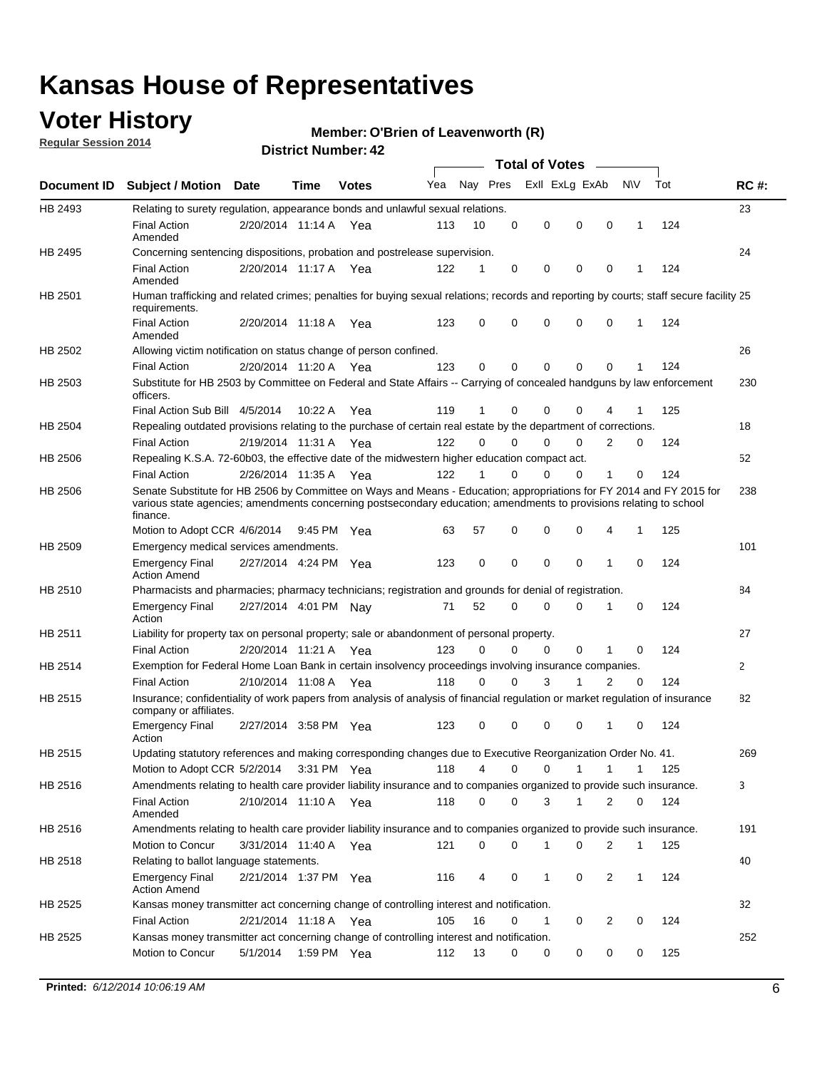# Kansas House of Representatives

## Voter History

**Regular Session 2014**

**Member: O'Brien of Leavenworth (R)**

**District Number: 42**

| Document ID | Subject / Motion | Date | Time | Votes | Yea | Nay | Pres | ExII | ExLg | ExAb | N\V | Tot | RC #: |
|---|---|---|---|---|---|---|---|---|---|---|---|---|---|
| HB 2493 | Relating to surety regulation, appearance bonds and unlawful sexual relations. | | | | | | | | | | | | 23 |
| | Final Action Amended | 2/20/2014 | 11:14 A | Yea | 113 | 10 | 0 | 0 | 0 | 0 | 1 | 124 | |
| HB 2495 | Concerning sentencing dispositions, probation and postrelease supervision. | | | | | | | | | | | | 24 |
| | Final Action Amended | 2/20/2014 | 11:17 A | Yea | 122 | 1 | 0 | 0 | 0 | 0 | 1 | 124 | |
| HB 2501 | Human trafficking and related crimes; penalties for buying sexual relations; records and reporting by courts; staff secure facility requirements. | | | | | | | | | | | | 25 |
| | Final Action Amended | 2/20/2014 | 11:18 A | Yea | 123 | 0 | 0 | 0 | 0 | 0 | 1 | 124 | |
| HB 2502 | Allowing victim notification on status change of person confined. | | | | | | | | | | | | 26 |
| | Final Action | 2/20/2014 | 11:20 A | Yea | 123 | 0 | 0 | 0 | 0 | 0 | 1 | 124 | |
| HB 2503 | Substitute for HB 2503 by Committee on Federal and State Affairs -- Carrying of concealed handguns by law enforcement officers. | | | | | | | | | | | | 230 |
| | Final Action Sub Bill | 4/5/2014 | 10:22 A | Yea | 119 | 1 | 0 | 0 | 0 | 4 | 1 | 125 | |
| HB 2504 | Repealing outdated provisions relating to the purchase of certain real estate by the department of corrections. | | | | | | | | | | | | 18 |
| | Final Action | 2/19/2014 | 11:31 A | Yea | 122 | 0 | 0 | 0 | 0 | 2 | 0 | 124 | |
| HB 2506 | Repealing K.S.A. 72-60b03, the effective date of the midwestern higher education compact act. | | | | | | | | | | | | 52 |
| | Final Action | 2/26/2014 | 11:35 A | Yea | 122 | 1 | 0 | 0 | 0 | 1 | 0 | 124 | |
| HB 2506 | Senate Substitute for HB 2506 by Committee on Ways and Means - Education; appropriations for FY 2014 and FY 2015 for various state agencies; amendments concerning postsecondary education; amendments to provisions relating to school finance. | | | | | | | | | | | | 238 |
| | Motion to Adopt CCR | 4/6/2014 | 9:45 PM | Yea | 63 | 57 | 0 | 0 | 0 | 4 | 1 | 125 | |
| HB 2509 | Emergency medical services amendments. | | | | | | | | | | | | 101 |
| | Emergency Final Action Amend | 2/27/2014 | 4:24 PM | Yea | 123 | 0 | 0 | 0 | 0 | 1 | 0 | 124 | |
| HB 2510 | Pharmacists and pharmacies; pharmacy technicians; registration and grounds for denial of registration. | | | | | | | | | | | | 84 |
| | Emergency Final Action | 2/27/2014 | 4:01 PM | Nay | 71 | 52 | 0 | 0 | 0 | 1 | 0 | 124 | |
| HB 2511 | Liability for property tax on personal property; sale or abandonment of personal property. | | | | | | | | | | | | 27 |
| | Final Action | 2/20/2014 | 11:21 A | Yea | 123 | 0 | 0 | 0 | 0 | 1 | 0 | 124 | |
| HB 2514 | Exemption for Federal Home Loan Bank in certain insolvency proceedings involving insurance companies. | | | | | | | | | | | | 2 |
| | Final Action | 2/10/2014 | 11:08 A | Yea | 118 | 0 | 0 | 3 | 1 | 2 | 0 | 124 | |
| HB 2515 | Insurance; confidentiality of work papers from analysis of analysis of financial regulation or market regulation of insurance company or affiliates. | | | | | | | | | | | | 82 |
| | Emergency Final Action | 2/27/2014 | 3:58 PM | Yea | 123 | 0 | 0 | 0 | 0 | 1 | 0 | 124 | |
| HB 2515 | Updating statutory references and making corresponding changes due to Executive Reorganization Order No. 41. | | | | | | | | | | | | 269 |
| | Motion to Adopt CCR | 5/2/2014 | 3:31 PM | Yea | 118 | 4 | 0 | 0 | 1 | 1 | 1 | 125 | |
| HB 2516 | Amendments relating to health care provider liability insurance and to companies organized to provide such insurance. | | | | | | | | | | | | 3 |
| | Final Action Amended | 2/10/2014 | 11:10 A | Yea | 118 | 0 | 0 | 3 | 1 | 2 | 0 | 124 | |
| HB 2516 | Amendments relating to health care provider liability insurance and to companies organized to provide such insurance. | | | | | | | | | | | | 191 |
| | Motion to Concur | 3/31/2014 | 11:40 A | Yea | 121 | 0 | 0 | 1 | 0 | 2 | 1 | 125 | |
| HB 2518 | Relating to ballot language statements. | | | | | | | | | | | | 40 |
| | Emergency Final Action Amend | 2/21/2014 | 1:37 PM | Yea | 116 | 4 | 0 | 1 | 0 | 2 | 1 | 124 | |
| HB 2525 | Kansas money transmitter act concerning change of controlling interest and notification. | | | | | | | | | | | | 32 |
| | Final Action | 2/21/2014 | 11:18 A | Yea | 105 | 16 | 0 | 1 | 0 | 2 | 0 | 124 | |
| HB 2525 | Kansas money transmitter act concerning change of controlling interest and notification. | | | | | | | | | | | | 252 |
| | Motion to Concur | 5/1/2014 | 1:59 PM | Yea | 112 | 13 | 0 | 0 | 0 | 0 | 0 | 125 | |

**Printed:** *6/12/2014 10:06:19 AM*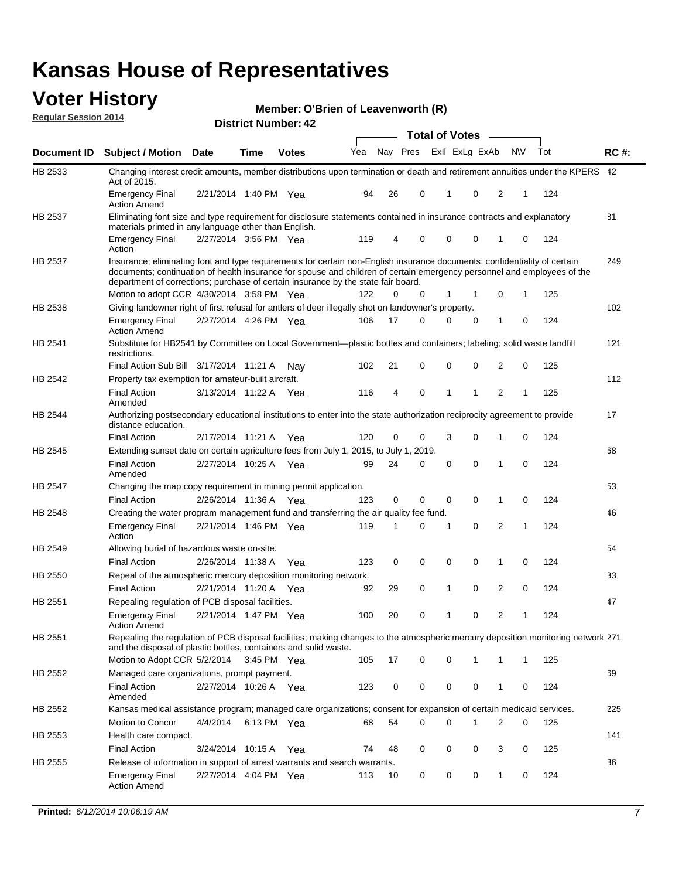# Kansas House of Representatives

## Voter History

**Regular Session 2014**

**Member: O'Brien of Leavenworth (R)**

**District Number: 42**

| Document ID | Subject / Motion | Date | Time | Votes | Yea | Nay | Pres | ExII | ExLg | ExAb | N\V | Tot | RC #: |
|---|---|---|---|---|---|---|---|---|---|---|---|---|---|
| HB 2533 | Changing interest credit amounts, member distributions upon termination or death and retirement annuities under the KPERS Act of 2015. | | | | | | | | | | | | 42 |
| | Emergency Final Action Amend | 2/21/2014 | 1:40 PM | Yea | 94 | 26 | 0 | 1 | 0 | 2 | 1 | 124 | |
| HB 2537 | Eliminating font size and type requirement for disclosure statements contained in insurance contracts and explanatory materials printed in any language other than English. | | | | | | | | | | | | 81 |
| | Emergency Final Action | 2/27/2014 | 3:56 PM | Yea | 119 | 4 | 0 | 0 | 0 | 1 | 0 | 124 | |
| HB 2537 | Insurance; eliminating font and type requirements for certain non-English insurance documents; confidentiality of certain documents; continuation of health insurance for spouse and children of certain emergency personnel and employees of the department of corrections; purchase of certain insurance by the state fair board. | | | | | | | | | | | | 249 |
| | Motion to adopt CCR | 4/30/2014 | 3:58 PM | Yea | 122 | 0 | 0 | 1 | 1 | 0 | 1 | 125 | |
| HB 2538 | Giving landowner right of first refusal for antlers of deer illegally shot on landowner's property. | | | | | | | | | | | | 102 |
| | Emergency Final Action Amend | 2/27/2014 | 4:26 PM | Yea | 106 | 17 | 0 | 0 | 0 | 1 | 0 | 124 | |
| HB 2541 | Substitute for HB2541 by Committee on Local Government—plastic bottles and containers; labeling; solid waste landfill restrictions. | | | | | | | | | | | | 121 |
| | Final Action Sub Bill | 3/17/2014 | 11:21 A | Nay | 102 | 21 | 0 | 0 | 0 | 2 | 0 | 125 | |
| HB 2542 | Property tax exemption for amateur-built aircraft. | | | | | | | | | | | | 112 |
| | Final Action Amended | 3/13/2014 | 11:22 A | Yea | 116 | 4 | 0 | 1 | 1 | 2 | 1 | 125 | |
| HB 2544 | Authorizing postsecondary educational institutions to enter into the state authorization reciprocity agreement to provide distance education. | | | | | | | | | | | | 17 |
| | Final Action | 2/17/2014 | 11:21 A | Yea | 120 | 0 | 0 | 3 | 0 | 1 | 0 | 124 | |
| HB 2545 | Extending sunset date on certain agriculture fees from July 1, 2015, to July 1, 2019. | | | | | | | | | | | | 68 |
| | Final Action Amended | 2/27/2014 | 10:25 A | Yea | 99 | 24 | 0 | 0 | 0 | 1 | 0 | 124 | |
| HB 2547 | Changing the map copy requirement in mining permit application. | | | | | | | | | | | | 53 |
| | Final Action | 2/26/2014 | 11:36 A | Yea | 123 | 0 | 0 | 0 | 0 | 1 | 0 | 124 | |
| HB 2548 | Creating the water program management fund and transferring the air quality fee fund. | | | | | | | | | | | | 46 |
| | Emergency Final Action | 2/21/2014 | 1:46 PM | Yea | 119 | 1 | 0 | 1 | 0 | 2 | 1 | 124 | |
| HB 2549 | Allowing burial of hazardous waste on-site. | | | | | | | | | | | | 54 |
| | Final Action | 2/26/2014 | 11:38 A | Yea | 123 | 0 | 0 | 0 | 0 | 1 | 0 | 124 | |
| HB 2550 | Repeal of the atmospheric mercury deposition monitoring network. | | | | | | | | | | | | 33 |
| | Final Action | 2/21/2014 | 11:20 A | Yea | 92 | 29 | 0 | 1 | 0 | 2 | 0 | 124 | |
| HB 2551 | Repealing regulation of PCB disposal facilities. | | | | | | | | | | | | 47 |
| | Emergency Final Action Amend | 2/21/2014 | 1:47 PM | Yea | 100 | 20 | 0 | 1 | 0 | 2 | 1 | 124 | |
| HB 2551 | Repealing the regulation of PCB disposal facilities; making changes to the atmospheric mercury deposition monitoring network and the disposal of plastic bottles, containers and solid waste. | | | | | | | | | | | | 271 |
| | Motion to Adopt CCR | 5/2/2014 | 3:45 PM | Yea | 105 | 17 | 0 | 0 | 1 | 1 | 1 | 125 | |
| HB 2552 | Managed care organizations, prompt payment. | | | | | | | | | | | | 69 |
| | Final Action Amended | 2/27/2014 | 10:26 A | Yea | 123 | 0 | 0 | 0 | 0 | 1 | 0 | 124 | |
| HB 2552 | Kansas medical assistance program; managed care organizations; consent for expansion of certain medicaid services. | | | | | | | | | | | | 225 |
| | Motion to Concur | 4/4/2014 | 6:13 PM | Yea | 68 | 54 | 0 | 0 | 1 | 2 | 0 | 125 | |
| HB 2553 | Health care compact. | | | | | | | | | | | | 141 |
| | Final Action | 3/24/2014 | 10:15 A | Yea | 74 | 48 | 0 | 0 | 0 | 3 | 0 | 125 | |
| HB 2555 | Release of information in support of arrest warrants and search warrants. | | | | | | | | | | | | 86 |
| | Emergency Final Action Amend | 2/27/2014 | 4:04 PM | Yea | 113 | 10 | 0 | 0 | 0 | 1 | 0 | 124 | |

**Printed:** *6/12/2014 10:06:19 AM*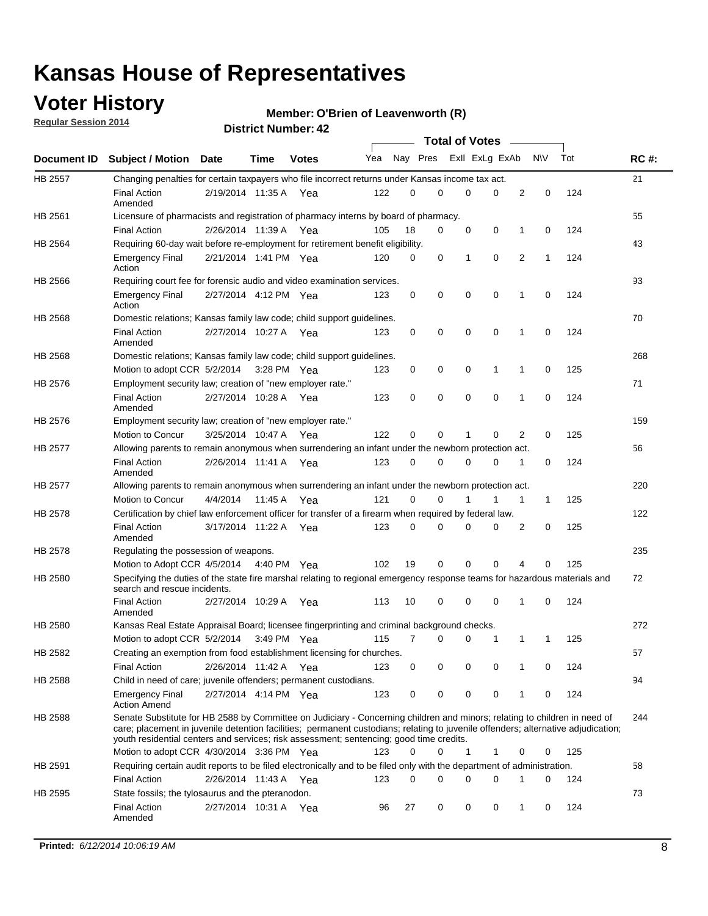# Kansas House of Representatives

## Voter History

**Regular Session 2014**

**Member: O'Brien of Leavenworth (R)**

**District Number: 42**

| Document ID | Subject / Motion | Date | Time | Votes | Yea | Nay | Pres | ExII | ExLg | ExAb | N\V | Tot | RC #: |
|---|---|---|---|---|---|---|---|---|---|---|---|---|---|
| HB 2557 | Changing penalties for certain taxpayers who file incorrect returns under Kansas income tax act. | | | | | | | | | | | | 21 |
| | Final Action Amended | 2/19/2014 | 11:35 A | Yea | 122 | 0 | 0 | 0 | 0 | 2 | 0 | 124 | |
| HB 2561 | Licensure of pharmacists and registration of pharmacy interns by board of pharmacy. | | | | | | | | | | | | 55 |
| | Final Action | 2/26/2014 | 11:39 A | Yea | 105 | 18 | 0 | 0 | 0 | 1 | 0 | 124 | |
| HB 2564 | Requiring 60-day wait before re-employment for retirement benefit eligibility. | | | | | | | | | | | | 43 |
| | Emergency Final Action | 2/21/2014 | 1:41 PM | Yea | 120 | 0 | 0 | 1 | 0 | 2 | 1 | 124 | |
| HB 2566 | Requiring court fee for forensic audio and video examination services. | | | | | | | | | | | | 93 |
| | Emergency Final Action | 2/27/2014 | 4:12 PM | Yea | 123 | 0 | 0 | 0 | 0 | 1 | 0 | 124 | |
| HB 2568 | Domestic relations; Kansas family law code; child support guidelines. | | | | | | | | | | | | 70 |
| | Final Action Amended | 2/27/2014 | 10:27 A | Yea | 123 | 0 | 0 | 0 | 0 | 1 | 0 | 124 | |
| HB 2568 | Domestic relations; Kansas family law code; child support guidelines. | | | | | | | | | | | | 268 |
| | Motion to adopt CCR | 5/2/2014 | 3:28 PM | Yea | 123 | 0 | 0 | 0 | 1 | 1 | 0 | 125 | |
| HB 2576 | Employment security law; creation of "new employer rate." | | | | | | | | | | | | 71 |
| | Final Action Amended | 2/27/2014 | 10:28 A | Yea | 123 | 0 | 0 | 0 | 0 | 1 | 0 | 124 | |
| HB 2576 | Employment security law; creation of "new employer rate." | | | | | | | | | | | | 159 |
| | Motion to Concur | 3/25/2014 | 10:47 A | Yea | 122 | 0 | 0 | 1 | 0 | 2 | 0 | 125 | |
| HB 2577 | Allowing parents to remain anonymous when surrendering an infant under the newborn protection act. | | | | | | | | | | | | 56 |
| | Final Action Amended | 2/26/2014 | 11:41 A | Yea | 123 | 0 | 0 | 0 | 0 | 1 | 0 | 124 | |
| HB 2577 | Allowing parents to remain anonymous when surrendering an infant under the newborn protection act. | | | | | | | | | | | | 220 |
| | Motion to Concur | 4/4/2014 | 11:45 A | Yea | 121 | 0 | 0 | 1 | 1 | 1 | 1 | 125 | |
| HB 2578 | Certification by chief law enforcement officer for transfer of a firearm when required by federal law. | | | | | | | | | | | | 122 |
| | Final Action Amended | 3/17/2014 | 11:22 A | Yea | 123 | 0 | 0 | 0 | 0 | 2 | 0 | 125 | |
| HB 2578 | Regulating the possession of weapons. | | | | | | | | | | | | 235 |
| | Motion to Adopt CCR | 4/5/2014 | 4:40 PM | Yea | 102 | 19 | 0 | 0 | 0 | 4 | 0 | 125 | |
| HB 2580 | Specifying the duties of the state fire marshal relating to regional emergency response teams for hazardous materials and search and rescue incidents. | | | | | | | | | | | | 72 |
| | Final Action Amended | 2/27/2014 | 10:29 A | Yea | 113 | 10 | 0 | 0 | 0 | 1 | 0 | 124 | |
| HB 2580 | Kansas Real Estate Appraisal Board; licensee fingerprinting and criminal background checks. | | | | | | | | | | | | 272 |
| | Motion to adopt CCR | 5/2/2014 | 3:49 PM | Yea | 115 | 7 | 0 | 0 | 1 | 1 | 1 | 125 | |
| HB 2582 | Creating an exemption from food establishment licensing for churches. | | | | | | | | | | | | 57 |
| | Final Action | 2/26/2014 | 11:42 A | Yea | 123 | 0 | 0 | 0 | 0 | 1 | 0 | 124 | |
| HB 2588 | Child in need of care; juvenile offenders; permanent custodians. | | | | | | | | | | | | 94 |
| | Emergency Final Action Amend | 2/27/2014 | 4:14 PM | Yea | 123 | 0 | 0 | 0 | 0 | 1 | 0 | 124 | |
| HB 2588 | Senate Substitute for HB 2588 by Committee on Judiciary - Concerning children and minors; relating to children in need of care; placement in juvenile detention facilities; permanent custodians; relating to juvenile offenders; alternative adjudication; youth residential centers and services; risk assessment; sentencing; good time credits. | | | | | | | | | | | | 244 |
| | Motion to adopt CCR | 4/30/2014 | 3:36 PM | Yea | 123 | 0 | 0 | 1 | 1 | 0 | 0 | 125 | |
| HB 2591 | Requiring certain audit reports to be filed electronically and to be filed only with the department of administration. | | | | | | | | | | | | 58 |
| | Final Action | 2/26/2014 | 11:43 A | Yea | 123 | 0 | 0 | 0 | 0 | 1 | 0 | 124 | |
| HB 2595 | State fossils; the tylosaurus and the pteranodon. | | | | | | | | | | | | 73 |
| | Final Action Amended | 2/27/2014 | 10:31 A | Yea | 96 | 27 | 0 | 0 | 0 | 1 | 0 | 124 | |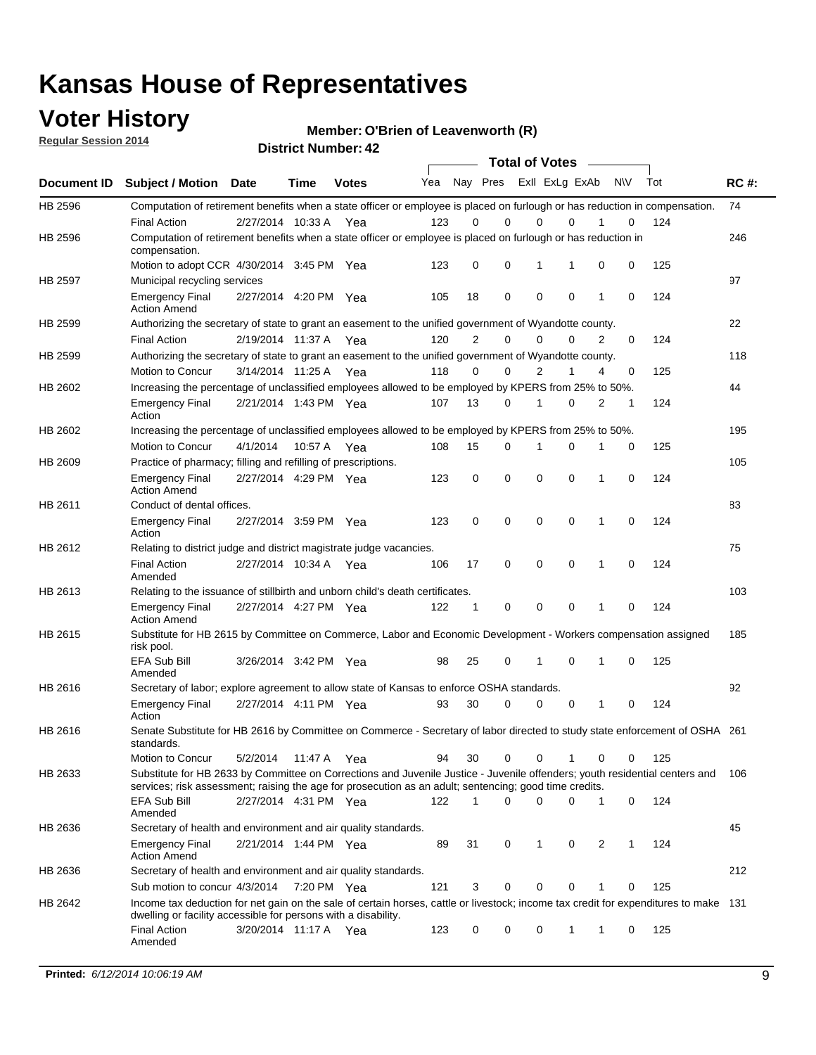# Kansas House of Representatives

## Voter History

**Regular Session 2014**

**Member: O'Brien of Leavenworth (R)**

**District Number: 42**

| Document ID | Subject / Motion | Date | Time | Votes | Yea | Nay | Pres | ExII | ExLg | ExAb | N\V | Tot | RC #: |
|---|---|---|---|---|---|---|---|---|---|---|---|---|---|
| HB 2596 | Computation of retirement benefits when a state officer or employee is placed on furlough or has reduction in compensation. | | | | | | | | | | | | 74 |
| | Final Action | 2/27/2014 | 10:33 A | Yea | 123 | 0 | 0 | 0 | 0 | 1 | 0 | 124 | |
| HB 2596 | Computation of retirement benefits when a state officer or employee is placed on furlough or has reduction in compensation. | | | | | | | | | | | | 246 |
| | Motion to adopt CCR | 4/30/2014 | 3:45 PM | Yea | 123 | 0 | 0 | 1 | 1 | 0 | 0 | 125 | |
| HB 2597 | Municipal recycling services | | | | | | | | | | | | 97 |
| | Emergency Final Action Amend | 2/27/2014 | 4:20 PM | Yea | 105 | 18 | 0 | 0 | 0 | 1 | 0 | 124 | |
| HB 2599 | Authorizing the secretary of state to grant an easement to the unified government of Wyandotte county. | | | | | | | | | | | | 22 |
| | Final Action | 2/19/2014 | 11:37 A | Yea | 120 | 2 | 0 | 0 | 0 | 2 | 0 | 124 | |
| HB 2599 | Authorizing the secretary of state to grant an easement to the unified government of Wyandotte county. | | | | | | | | | | | | 118 |
| | Motion to Concur | 3/14/2014 | 11:25 A | Yea | 118 | 0 | 0 | 2 | 1 | 4 | 0 | 125 | |
| HB 2602 | Increasing the percentage of unclassified employees allowed to be employed by KPERS from 25% to 50%. | | | | | | | | | | | | 44 |
| | Emergency Final Action | 2/21/2014 | 1:43 PM | Yea | 107 | 13 | 0 | 1 | 0 | 2 | 1 | 124 | |
| HB 2602 | Increasing the percentage of unclassified employees allowed to be employed by KPERS from 25% to 50%. | | | | | | | | | | | | 195 |
| | Motion to Concur | 4/1/2014 | 10:57 A | Yea | 108 | 15 | 0 | 1 | 0 | 1 | 0 | 125 | |
| HB 2609 | Practice of pharmacy; filling and refilling of prescriptions. | | | | | | | | | | | | 105 |
| | Emergency Final Action Amend | 2/27/2014 | 4:29 PM | Yea | 123 | 0 | 0 | 0 | 0 | 1 | 0 | 124 | |
| HB 2611 | Conduct of dental offices. | | | | | | | | | | | | 83 |
| | Emergency Final Action | 2/27/2014 | 3:59 PM | Yea | 123 | 0 | 0 | 0 | 0 | 1 | 0 | 124 | |
| HB 2612 | Relating to district judge and district magistrate judge vacancies. | | | | | | | | | | | | 75 |
| | Final Action Amended | 2/27/2014 | 10:34 A | Yea | 106 | 17 | 0 | 0 | 0 | 1 | 0 | 124 | |
| HB 2613 | Relating to the issuance of stillbirth and unborn child's death certificates. | | | | | | | | | | | | 103 |
| | Emergency Final Action Amend | 2/27/2014 | 4:27 PM | Yea | 122 | 1 | 0 | 0 | 0 | 1 | 0 | 124 | |
| HB 2615 | Substitute for HB 2615 by Committee on Commerce, Labor and Economic Development - Workers compensation assigned risk pool. | | | | | | | | | | | | 185 |
| | EFA Sub Bill Amended | 3/26/2014 | 3:42 PM | Yea | 98 | 25 | 0 | 1 | 0 | 1 | 0 | 125 | |
| HB 2616 | Secretary of labor; explore agreement to allow state of Kansas to enforce OSHA standards. | | | | | | | | | | | | 92 |
| | Emergency Final Action | 2/27/2014 | 4:11 PM | Yea | 93 | 30 | 0 | 0 | 0 | 1 | 0 | 124 | |
| HB 2616 | Senate Substitute for HB 2616 by Committee on Commerce - Secretary of labor directed to study state enforcement of OSHA standards. | | | | | | | | | | | | 261 |
| | Motion to Concur | 5/2/2014 | 11:47 A | Yea | 94 | 30 | 0 | 0 | 1 | 0 | 0 | 125 | |
| HB 2633 | Substitute for HB 2633 by Committee on Corrections and Juvenile Justice - Juvenile offenders; youth residential centers and services; risk assessment; raising the age for prosecution as an adult; sentencing; good time credits. | | | | | | | | | | | | 106 |
| | EFA Sub Bill Amended | 2/27/2014 | 4:31 PM | Yea | 122 | 1 | 0 | 0 | 0 | 1 | 0 | 124 | |
| HB 2636 | Secretary of health and environment and air quality standards. | | | | | | | | | | | | 45 |
| | Emergency Final Action Amend | 2/21/2014 | 1:44 PM | Yea | 89 | 31 | 0 | 1 | 0 | 2 | 1 | 124 | |
| HB 2636 | Secretary of health and environment and air quality standards. | | | | | | | | | | | | 212 |
| | Sub motion to concur | 4/3/2014 | 7:20 PM | Yea | 121 | 3 | 0 | 0 | 0 | 1 | 0 | 125 | |
| HB 2642 | Income tax deduction for net gain on the sale of certain horses, cattle or livestock; income tax credit for expenditures to make dwelling or facility accessible for persons with a disability. | | | | | | | | | | | | 131 |
| | Final Action Amended | 3/20/2014 | 11:17 A | Yea | 123 | 0 | 0 | 0 | 1 | 1 | 0 | 125 | |

**Printed:** *6/12/2014 10:06:19 AM*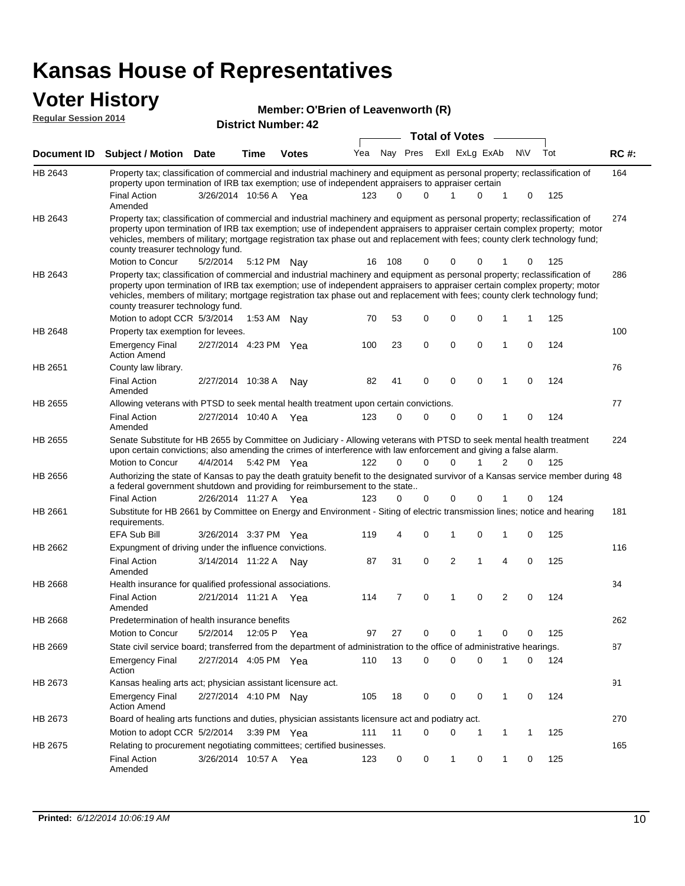# Kansas House of Representatives

## Voter History

**Regular Session 2014**

**Member: O'Brien of Leavenworth (R)**

**District Number: 42**

| Document ID | Subject / Motion | Date | Time | Votes | Yea | Nay | Pres | ExII | ExLg | ExAb | N\V | Tot | RC #: |
|---|---|---|---|---|---|---|---|---|---|---|---|---|---|
| HB 2643 | Property tax; classification of commercial and industrial machinery and equipment as personal property; reclassification of property upon termination of IRB tax exemption; use of independent appraisers to appraiser certain | | | | | | | | | | | | 164 |
| | Final Action Amended | 3/26/2014 | 10:56 A | Yea | 123 | 0 | 0 | 1 | 0 | 1 | 0 | 125 | |
| HB 2643 | Property tax; classification of commercial and industrial machinery and equipment as personal property; reclassification of property upon termination of IRB tax exemption; use of independent appraisers to appraiser certain complex property; motor vehicles, members of military; mortgage registration tax phase out and replacement with fees; county clerk technology fund; county treasurer technology fund. | | | | | | | | | | | | 274 |
| | Motion to Concur | 5/2/2014 | 5:12 PM | Nay | 16 | 108 | 0 | 0 | 0 | 1 | 0 | 125 | |
| HB 2643 | Property tax; classification of commercial and industrial machinery and equipment as personal property; reclassification of property upon termination of IRB tax exemption; use of independent appraisers to appraiser certain complex property; motor vehicles, members of military; mortgage registration tax phase out and replacement with fees; county clerk technology fund; county treasurer technology fund. | | | | | | | | | | | | 286 |
| | Motion to adopt CCR | 5/3/2014 | 1:53 AM | Nay | 70 | 53 | 0 | 0 | 0 | 1 | 1 | 125 | |
| HB 2648 | Property tax exemption for levees. | | | | | | | | | | | | 100 |
| | Emergency Final Action Amend | 2/27/2014 | 4:23 PM | Yea | 100 | 23 | 0 | 0 | 0 | 1 | 0 | 124 | |
| HB 2651 | County law library. | | | | | | | | | | | | 76 |
| | Final Action Amended | 2/27/2014 | 10:38 A | Nay | 82 | 41 | 0 | 0 | 0 | 1 | 0 | 124 | |
| HB 2655 | Allowing veterans with PTSD to seek mental health treatment upon certain convictions. | | | | | | | | | | | | 77 |
| | Final Action Amended | 2/27/2014 | 10:40 A | Yea | 123 | 0 | 0 | 0 | 0 | 1 | 0 | 124 | |
| HB 2655 | Senate Substitute for HB 2655 by Committee on Judiciary - Allowing veterans with PTSD to seek mental health treatment upon certain convictions; also amending the crimes of interference with law enforcement and giving a false alarm. | | | | | | | | | | | | 224 |
| | Motion to Concur | 4/4/2014 | 5:42 PM | Yea | 122 | 0 | 0 | 0 | 1 | 2 | 0 | 125 | |
| HB 2656 | Authorizing the state of Kansas to pay the death gratuity benefit to the designated survivor of a Kansas service member during a federal government shutdown and providing for reimbursement to the state.. | | | | | | | | | | | | 48 |
| | Final Action | 2/26/2014 | 11:27 A | Yea | 123 | 0 | 0 | 0 | 0 | 1 | 0 | 124 | |
| HB 2661 | Substitute for HB 2661 by Committee on Energy and Environment - Siting of electric transmission lines; notice and hearing requirements. | | | | | | | | | | | | 181 |
| | EFA Sub Bill | 3/26/2014 | 3:37 PM | Yea | 119 | 4 | 0 | 1 | 0 | 1 | 0 | 125 | |
| HB 2662 | Expungment of driving under the influence convictions. | | | | | | | | | | | | 116 |
| | Final Action Amended | 3/14/2014 | 11:22 A | Nay | 87 | 31 | 0 | 2 | 1 | 4 | 0 | 125 | |
| HB 2668 | Health insurance for qualified professional associations. | | | | | | | | | | | | 34 |
| | Final Action Amended | 2/21/2014 | 11:21 A | Yea | 114 | 7 | 0 | 1 | 0 | 2 | 0 | 124 | |
| HB 2668 | Predetermination of health insurance benefits | | | | | | | | | | | | 262 |
| | Motion to Concur | 5/2/2014 | 12:05 P | Yea | 97 | 27 | 0 | 0 | 1 | 0 | 0 | 125 | |
| HB 2669 | State civil service board; transferred from the department of administration to the office of administrative hearings. | | | | | | | | | | | | 87 |
| | Emergency Final Action | 2/27/2014 | 4:05 PM | Yea | 110 | 13 | 0 | 0 | 0 | 1 | 0 | 124 | |
| HB 2673 | Kansas healing arts act; physician assistant licensure act. | | | | | | | | | | | | 91 |
| | Emergency Final Action Amend | 2/27/2014 | 4:10 PM | Nay | 105 | 18 | 0 | 0 | 0 | 1 | 0 | 124 | |
| HB 2673 | Board of healing arts functions and duties, physician assistants licensure act and podiatry act. | | | | | | | | | | | | 270 |
| | Motion to adopt CCR | 5/2/2014 | 3:39 PM | Yea | 111 | 11 | 0 | 0 | 1 | 1 | 1 | 125 | |
| HB 2675 | Relating to procurement negotiating committees; certified businesses. | | | | | | | | | | | | 165 |
| | Final Action Amended | 3/26/2014 | 10:57 A | Yea | 123 | 0 | 0 | 1 | 0 | 1 | 0 | 125 | |

**Printed:** *6/12/2014 10:06:19 AM*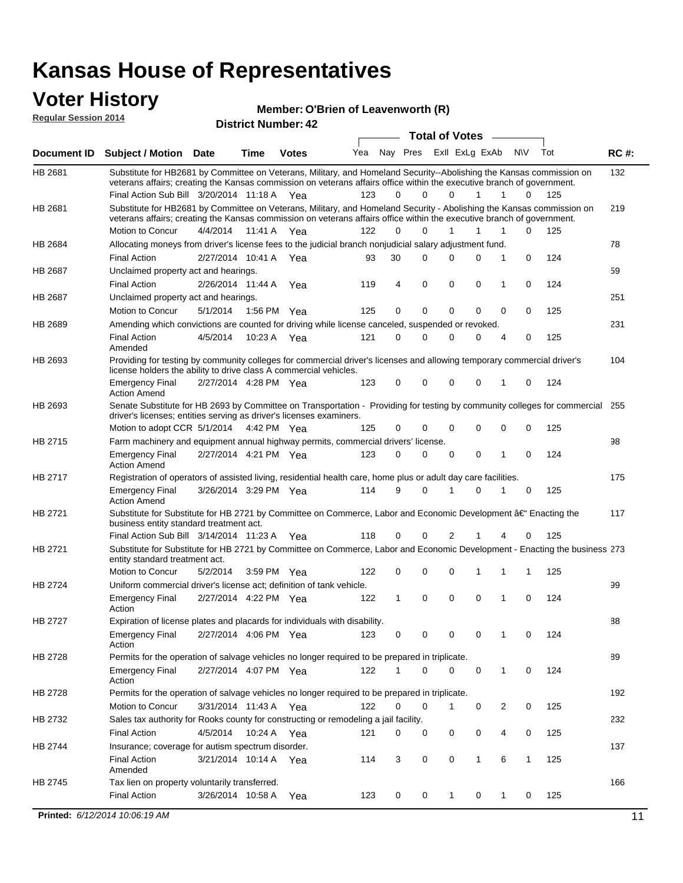# Kansas House of Representatives

## Voter History

**Regular Session 2014**

**Member: O'Brien of Leavenworth (R)**

**District Number: 42**

| Document ID | Subject / Motion | Date | Time | Votes | Yea | Nay | Pres | ExII | ExLg | ExAb | N\V | Tot | RC #: |
|---|---|---|---|---|---|---|---|---|---|---|---|---|---|
| HB 2681 | Substitute for HB2681 by Committee on Veterans, Military, and Homeland Security--Abolishing the Kansas commission on veterans affairs; creating the Kansas commission on veterans affairs office within the executive branch of government. | | | | | | | | | | | | 132 |
| | Final Action Sub Bill | 3/20/2014 | 11:18 A | Yea | 123 | 0 | 0 | 0 | 1 | 1 | 0 | 125 | |
| HB 2681 | Substitute for HB2681 by Committee on Veterans, Military, and Homeland Security - Abolishing the Kansas commission on veterans affairs; creating the Kansas commission on veterans affairs office within the executive branch of government. | | | | | | | | | | | | 219 |
| | Motion to Concur | 4/4/2014 | 11:41 A | Yea | 122 | 0 | 0 | 1 | 1 | 1 | 0 | 125 | |
| HB 2684 | Allocating moneys from driver's license fees to the judicial branch nonjudicial salary adjustment fund. | | | | | | | | | | | | 78 |
| | Final Action | 2/27/2014 | 10:41 A | Yea | 93 | 30 | 0 | 0 | 0 | 1 | 0 | 124 | |
| HB 2687 | Unclaimed property act and hearings. | | | | | | | | | | | | 59 |
| | Final Action | 2/26/2014 | 11:44 A | Yea | 119 | 4 | 0 | 0 | 0 | 1 | 0 | 124 | |
| HB 2687 | Unclaimed property act and hearings. | | | | | | | | | | | | 251 |
| | Motion to Concur | 5/1/2014 | 1:56 PM | Yea | 125 | 0 | 0 | 0 | 0 | 0 | 0 | 125 | |
| HB 2689 | Amending which convictions are counted for driving while license canceled, suspended or revoked. | | | | | | | | | | | | 231 |
| | Final Action Amended | 4/5/2014 | 10:23 A | Yea | 121 | 0 | 0 | 0 | 0 | 4 | 0 | 125 | |
| HB 2693 | Providing for testing by community colleges for commercial driver's licenses and allowing temporary commercial driver's license holders the ability to drive class A commercial vehicles. | | | | | | | | | | | | 104 |
| | Emergency Final Action Amend | 2/27/2014 | 4:28 PM | Yea | 123 | 0 | 0 | 0 | 0 | 1 | 0 | 124 | |
| HB 2693 | Senate Substitute for HB 2693 by Committee on Transportation - Providing for testing by community colleges for commercial driver's licenses; entities serving as driver's licenses examiners. | | | | | | | | | | | | 255 |
| | Motion to adopt CCR | 5/1/2014 | 4:42 PM | Yea | 125 | 0 | 0 | 0 | 0 | 0 | 0 | 125 | |
| HB 2715 | Farm machinery and equipment annual highway permits, commercial drivers' license. | | | | | | | | | | | | 98 |
| | Emergency Final Action Amend | 2/27/2014 | 4:21 PM | Yea | 123 | 0 | 0 | 0 | 0 | 1 | 0 | 124 | |
| HB 2717 | Registration of operators of assisted living, residential health care, home plus or adult day care facilities. | | | | | | | | | | | | 175 |
| | Emergency Final Action Amend | 3/26/2014 | 3:29 PM | Yea | 114 | 9 | 0 | 1 | 0 | 1 | 0 | 125 | |
| HB 2721 | Substitute for Substitute for HB 2721 by Committee on Commerce, Labor and Economic Development â€“ Enacting the business entity standard treatment act. | | | | | | | | | | | | 117 |
| | Final Action Sub Bill | 3/14/2014 | 11:23 A | Yea | 118 | 0 | 0 | 2 | 1 | 4 | 0 | 125 | |
| HB 2721 | Substitute for Substitute for HB 2721 by Committee on Commerce, Labor and Economic Development - Enacting the business entity standard treatment act. | | | | | | | | | | | | 273 |
| | Motion to Concur | 5/2/2014 | 3:59 PM | Yea | 122 | 0 | 0 | 0 | 1 | 1 | 1 | 125 | |
| HB 2724 | Uniform commercial driver's license act; definition of tank vehicle. | | | | | | | | | | | | 99 |
| | Emergency Final Action | 2/27/2014 | 4:22 PM | Yea | 122 | 1 | 0 | 0 | 0 | 1 | 0 | 124 | |
| HB 2727 | Expiration of license plates and placards for individuals with disability. | | | | | | | | | | | | 88 |
| | Emergency Final Action | 2/27/2014 | 4:06 PM | Yea | 123 | 0 | 0 | 0 | 0 | 1 | 0 | 124 | |
| HB 2728 | Permits for the operation of salvage vehicles no longer required to be prepared in triplicate. | | | | | | | | | | | | 89 |
| | Emergency Final Action | 2/27/2014 | 4:07 PM | Yea | 122 | 1 | 0 | 0 | 0 | 1 | 0 | 124 | |
| HB 2728 | Permits for the operation of salvage vehicles no longer required to be prepared in triplicate. | | | | | | | | | | | | 192 |
| | Motion to Concur | 3/31/2014 | 11:43 A | Yea | 122 | 0 | 0 | 1 | 0 | 2 | 0 | 125 | |
| HB 2732 | Sales tax authority for Rooks county for constructing or remodeling a jail facility. | | | | | | | | | | | | 232 |
| | Final Action | 4/5/2014 | 10:24 A | Yea | 121 | 0 | 0 | 0 | 0 | 4 | 0 | 125 | |
| HB 2744 | Insurance; coverage for autism spectrum disorder. | | | | | | | | | | | | 137 |
| | Final Action Amended | 3/21/2014 | 10:14 A | Yea | 114 | 3 | 0 | 0 | 1 | 6 | 1 | 125 | |
| HB 2745 | Tax lien on property voluntarily transferred. | | | | | | | | | | | | 166 |
| | Final Action | 3/26/2014 | 10:58 A | Yea | 123 | 0 | 0 | 1 | 0 | 1 | 0 | 125 | |

**Printed:** *6/12/2014 10:06:19 AM*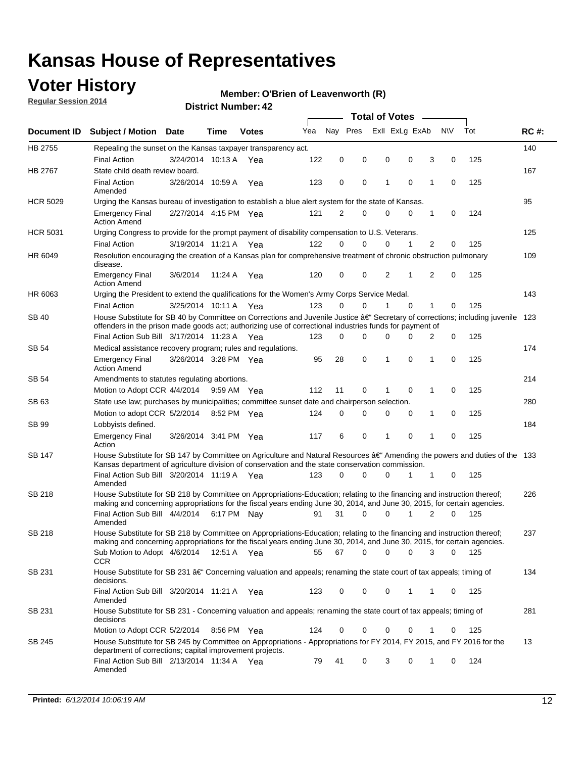# Kansas House of Representatives

## Voter History

**Regular Session 2014**

**Member: O'Brien of Leavenworth (R)**

**District Number: 42**

| Document ID | Subject / Motion | Date | Time | Votes | Yea | Nay | Pres | ExII | ExLg | ExAb | N\V | Tot | RC #: |
|---|---|---|---|---|---|---|---|---|---|---|---|---|---|
| HB 2755 | Repealing the sunset on the Kansas taxpayer transparency act. | | | | | | | | | | | | 140 |
| | Final Action | 3/24/2014 | 10:13 A | Yea | 122 | 0 | 0 | 0 | 0 | 3 | 0 | 125 | |
| HB 2767 | State child death review board. | | | | | | | | | | | | 167 |
| | Final Action Amended | 3/26/2014 | 10:59 A | Yea | 123 | 0 | 0 | 1 | 0 | 1 | 0 | 125 | |
| HCR 5029 | Urging the Kansas bureau of investigation to establish a blue alert system for the state of Kansas. | | | | | | | | | | | | 95 |
| | Emergency Final Action Amend | 2/27/2014 | 4:15 PM | Yea | 121 | 2 | 0 | 0 | 0 | 1 | 0 | 124 | |
| HCR 5031 | Urging Congress to provide for the prompt payment of disability compensation to U.S. Veterans. | | | | | | | | | | | | 125 |
| | Final Action | 3/19/2014 | 11:21 A | Yea | 122 | 0 | 0 | 0 | 1 | 2 | 0 | 125 | |
| HR 6049 | Resolution encouraging the creation of a Kansas plan for comprehensive treatment of chronic obstruction pulmonary disease. | | | | | | | | | | | | 109 |
| | Emergency Final Action Amend | 3/6/2014 | 11:24 A | Yea | 120 | 0 | 0 | 2 | 1 | 2 | 0 | 125 | |
| HR 6063 | Urging the President to extend the qualifications for the Women's Army Corps Service Medal. | | | | | | | | | | | | 143 |
| | Final Action | 3/25/2014 | 10:11 A | Yea | 123 | 0 | 0 | 1 | 0 | 1 | 0 | 125 | |
| SB 40 | House Substitute for SB 40 by Committee on Corrections and Juvenile Justice â€" Secretary of corrections; including juvenile offenders in the prison made goods act; authorizing use of correctional industries funds for payment of | | | | | | | | | | | | 123 |
| | Final Action Sub Bill | 3/17/2014 | 11:23 A | Yea | 123 | 0 | 0 | 0 | 0 | 2 | 0 | 125 | |
| SB 54 | Medical assistance recovery program; rules and regulations. | | | | | | | | | | | | 174 |
| | Emergency Final Action Amend | 3/26/2014 | 3:28 PM | Yea | 95 | 28 | 0 | 1 | 0 | 1 | 0 | 125 | |
| SB 54 | Amendments to statutes regulating abortions. | | | | | | | | | | | | 214 |
| | Motion to Adopt CCR | 4/4/2014 | 9:59 AM | Yea | 112 | 11 | 0 | 1 | 0 | 1 | 0 | 125 | |
| SB 63 | State use law; purchases by municipalities; committee sunset date and chairperson selection. | | | | | | | | | | | | 280 |
| | Motion to adopt CCR | 5/2/2014 | 8:52 PM | Yea | 124 | 0 | 0 | 0 | 0 | 1 | 0 | 125 | |
| SB 99 | Lobbyists defined. | | | | | | | | | | | | 184 |
| | Emergency Final Action | 3/26/2014 | 3:41 PM | Yea | 117 | 6 | 0 | 1 | 0 | 1 | 0 | 125 | |
| SB 147 | House Substitute for SB 147 by Committee on Agriculture and Natural Resources â€" Amending the powers and duties of the Kansas department of agriculture division of conservation and the state conservation commission. | | | | | | | | | | | | 133 |
| | Final Action Sub Bill Amended | 3/20/2014 | 11:19 A | Yea | 123 | 0 | 0 | 0 | 1 | 1 | 0 | 125 | |
| SB 218 | House Substitute for SB 218 by Committee on Appropriations-Education; relating to the financing and instruction thereof; making and concerning appropriations for the fiscal years ending June 30, 2014, and June 30, 2015, for certain agencies. | | | | | | | | | | | | 226 |
| | Final Action Sub Bill Amended | 4/4/2014 | 6:17 PM | Nay | 91 | 31 | 0 | 0 | 1 | 2 | 0 | 125 | |
| SB 218 | House Substitute for SB 218 by Committee on Appropriations-Education; relating to the financing and instruction thereof; making and concerning appropriations for the fiscal years ending June 30, 2014, and June 30, 2015, for certain agencies. | | | | | | | | | | | | 237 |
| | Sub Motion to Adopt CCR | 4/6/2014 | 12:51 A | Yea | 55 | 67 | 0 | 0 | 0 | 3 | 0 | 125 | |
| SB 231 | House Substitute for SB 231 â€" Concerning valuation and appeals; renaming the state court of tax appeals; timing of decisions. | | | | | | | | | | | | 134 |
| | Final Action Sub Bill Amended | 3/20/2014 | 11:21 A | Yea | 123 | 0 | 0 | 0 | 1 | 1 | 0 | 125 | |
| SB 231 | House Substitute for SB 231 - Concerning valuation and appeals; renaming the state court of tax appeals; timing of decisions | | | | | | | | | | | | 281 |
| | Motion to Adopt CCR | 5/2/2014 | 8:56 PM | Yea | 124 | 0 | 0 | 0 | 0 | 1 | 0 | 125 | |
| SB 245 | House Substitute for SB 245 by Committee on Appropriations - Appropriations for FY 2014, FY 2015, and FY 2016 for the department of corrections; capital improvement projects. | | | | | | | | | | | | 13 |
| | Final Action Sub Bill Amended | 2/13/2014 | 11:34 A | Yea | 79 | 41 | 0 | 3 | 0 | 1 | 0 | 124 | |

**Printed:** *6/12/2014 10:06:19 AM*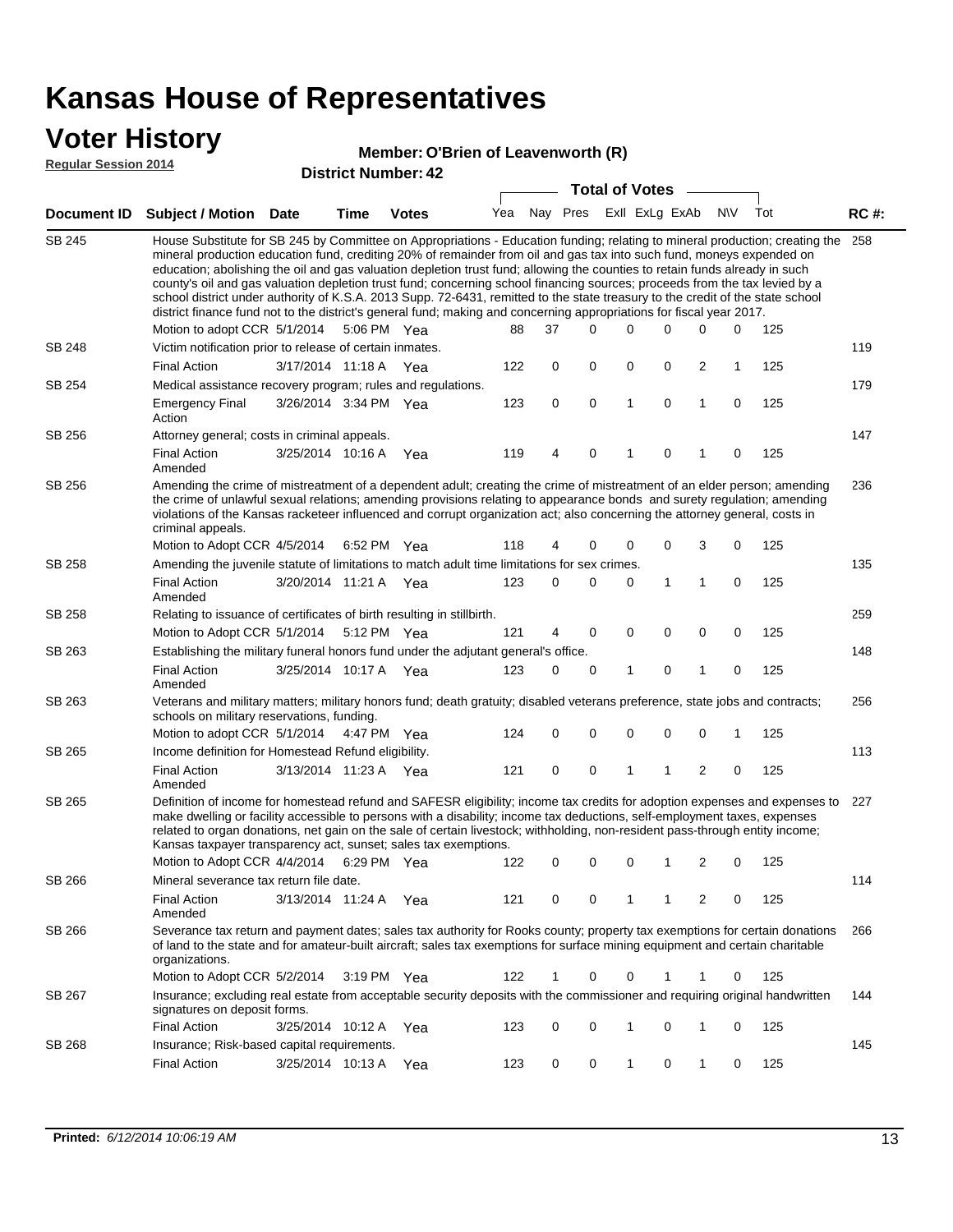# Kansas House of Representatives

## Voter History

**Regular Session 2014**

**Member: O'Brien of Leavenworth (R)**

**District Number: 42**

| Document ID | Subject / Motion | Date | Time | Votes | Yea | Nay | Pres | ExII | ExLg | ExAb | N\V | Tot | RC #: |
|---|---|---|---|---|---|---|---|---|---|---|---|---|---|
| SB 245 | House Substitute for SB 245 by Committee on Appropriations - Education funding; relating to mineral production; creating the mineral production education fund, crediting 20% of remainder from oil and gas tax into such fund, moneys expended on education; abolishing the oil and gas valuation depletion trust fund; allowing the counties to retain funds already in such county's oil and gas valuation depletion trust fund; concerning school financing sources; proceeds from the tax levied by a school district under authority of K.S.A. 2013 Supp. 72-6431, remitted to the state treasury to the credit of the state school district finance fund not to the district's general fund; making and concerning appropriations for fiscal year 2017. | | | | | | | | | | | | 258 |
| | Motion to adopt CCR | 5/1/2014 | 5:06 PM | Yea | 88 | 37 | 0 | 0 | 0 | 0 | 0 | 125 | |
| SB 248 | Victim notification prior to release of certain inmates. | | | | | | | | | | | | 119 |
| | Final Action | 3/17/2014 | 11:18 A | Yea | 122 | 0 | 0 | 0 | 0 | 2 | 1 | 125 | |
| SB 254 | Medical assistance recovery program; rules and regulations. | | | | | | | | | | | | 179 |
| | Emergency Final Action | 3/26/2014 | 3:34 PM | Yea | 123 | 0 | 0 | 1 | 0 | 1 | 0 | 125 | |
| SB 256 | Attorney general; costs in criminal appeals. | | | | | | | | | | | | 147 |
| | Final Action Amended | 3/25/2014 | 10:16 A | Yea | 119 | 4 | 0 | 1 | 0 | 1 | 0 | 125 | |
| SB 256 | Amending the crime of mistreatment of a dependent adult; creating the crime of mistreatment of an elder person; amending the crime of unlawful sexual relations; amending provisions relating to appearance bonds and surety regulation; amending violations of the Kansas racketeer influenced and corrupt organization act; also concerning the attorney general, costs in criminal appeals. | | | | | | | | | | | | 236 |
| | Motion to Adopt CCR | 4/5/2014 | 6:52 PM | Yea | 118 | 4 | 0 | 0 | 0 | 3 | 0 | 125 | |
| SB 258 | Amending the juvenile statute of limitations to match adult time limitations for sex crimes. | | | | | | | | | | | | 135 |
| | Final Action Amended | 3/20/2014 | 11:21 A | Yea | 123 | 0 | 0 | 0 | 1 | 1 | 0 | 125 | |
| SB 258 | Relating to issuance of certificates of birth resulting in stillbirth. | | | | | | | | | | | | 259 |
| | Motion to Adopt CCR | 5/1/2014 | 5:12 PM | Yea | 121 | 4 | 0 | 0 | 0 | 0 | 0 | 125 | |
| SB 263 | Establishing the military funeral honors fund under the adjutant general's office. | | | | | | | | | | | | 148 |
| | Final Action Amended | 3/25/2014 | 10:17 A | Yea | 123 | 0 | 0 | 1 | 0 | 1 | 0 | 125 | |
| SB 263 | Veterans and military matters; military honors fund; death gratuity; disabled veterans preference, state jobs and contracts; schools on military reservations, funding. | | | | | | | | | | | | 256 |
| | Motion to adopt CCR | 5/1/2014 | 4:47 PM | Yea | 124 | 0 | 0 | 0 | 0 | 0 | 1 | 125 | |
| SB 265 | Income definition for Homestead Refund eligibility. | | | | | | | | | | | | 113 |
| | Final Action Amended | 3/13/2014 | 11:23 A | Yea | 121 | 0 | 0 | 1 | 1 | 2 | 0 | 125 | |
| SB 265 | Definition of income for homestead refund and SAFESR eligibility; income tax credits for adoption expenses and expenses to make dwelling or facility accessible to persons with a disability; income tax deductions, self-employment taxes, expenses related to organ donations, net gain on the sale of certain livestock; withholding, non-resident pass-through entity income; Kansas taxpayer transparency act, sunset; sales tax exemptions. | | | | | | | | | | | | 227 |
| | Motion to Adopt CCR | 4/4/2014 | 6:29 PM | Yea | 122 | 0 | 0 | 0 | 1 | 2 | 0 | 125 | |
| SB 266 | Mineral severance tax return file date. | | | | | | | | | | | | 114 |
| | Final Action Amended | 3/13/2014 | 11:24 A | Yea | 121 | 0 | 0 | 1 | 1 | 2 | 0 | 125 | |
| SB 266 | Severance tax return and payment dates; sales tax authority for Rooks county; property tax exemptions for certain donations of land to the state and for amateur-built aircraft; sales tax exemptions for surface mining equipment and certain charitable organizations. | | | | | | | | | | | | 266 |
| | Motion to Adopt CCR | 5/2/2014 | 3:19 PM | Yea | 122 | 1 | 0 | 0 | 1 | 1 | 0 | 125 | |
| SB 267 | Insurance; excluding real estate from acceptable security deposits with the commissioner and requiring original handwritten signatures on deposit forms. | | | | | | | | | | | | 144 |
| | Final Action | 3/25/2014 | 10:12 A | Yea | 123 | 0 | 0 | 1 | 0 | 1 | 0 | 125 | |
| SB 268 | Insurance; Risk-based capital requirements. | | | | | | | | | | | | 145 |
| | Final Action | 3/25/2014 | 10:13 A | Yea | 123 | 0 | 0 | 1 | 0 | 1 | 0 | 125 | |

**Printed:** *6/12/2014 10:06:19 AM*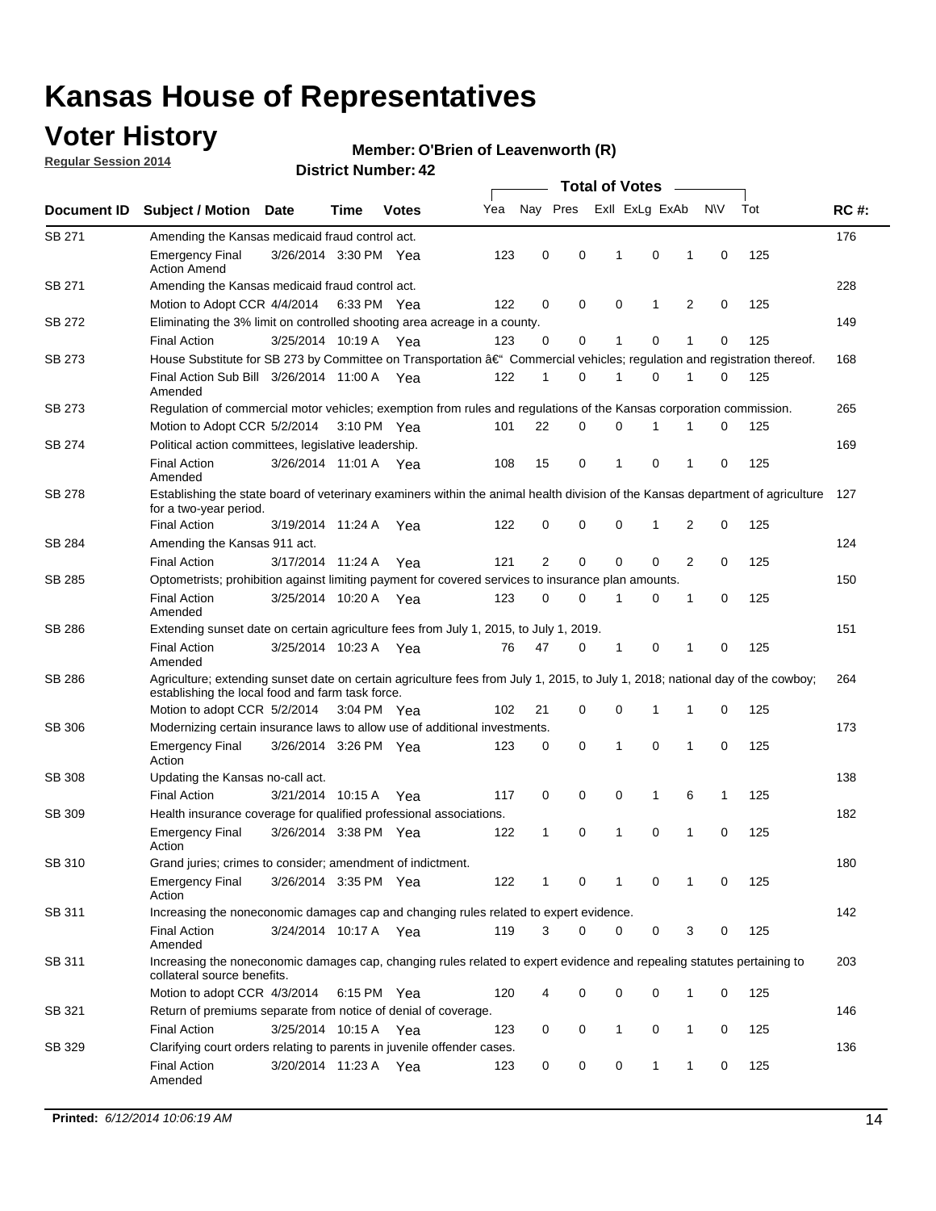# Kansas House of Representatives

## Voter History

**Regular Session 2014**

**Member: O'Brien of Leavenworth (R)**

**District Number: 42**

| Document ID | Subject / Motion | Date | Time | Votes | Yea | Nay | Pres | ExlI | ExLg | ExAb | N\V | Tot | RC #: |
|---|---|---|---|---|---|---|---|---|---|---|---|---|---|
| SB 271 | Amending the Kansas medicaid fraud control act. | | | | | | | | | | | | 176 |
| | Emergency Final Action Amend | 3/26/2014 | 3:30 PM | Yea | 123 | 0 | 0 | 1 | 0 | 1 | 0 | 125 | |
| SB 271 | Amending the Kansas medicaid fraud control act. | | | | | | | | | | | | 228 |
| | Motion to Adopt CCR | 4/4/2014 | 6:33 PM | Yea | 122 | 0 | 0 | 0 | 1 | 2 | 0 | 125 | |
| SB 272 | Eliminating the 3% limit on controlled shooting area acreage in a county. | | | | | | | | | | | | 149 |
| | Final Action | 3/25/2014 | 10:19 A | Yea | 123 | 0 | 0 | 1 | 0 | 1 | 0 | 125 | |
| SB 273 | House Substitute for SB 273 by Committee on Transportation â€" Commercial vehicles; regulation and registration thereof. | | | | | | | | | | | | 168 |
| | Final Action Sub Bill Amended | 3/26/2014 | 11:00 A | Yea | 122 | 1 | 0 | 1 | 0 | 1 | 0 | 125 | |
| SB 273 | Regulation of commercial motor vehicles; exemption from rules and regulations of the Kansas corporation commission. | | | | | | | | | | | | 265 |
| | Motion to Adopt CCR | 5/2/2014 | 3:10 PM | Yea | 101 | 22 | 0 | 0 | 1 | 1 | 0 | 125 | |
| SB 274 | Political action committees, legislative leadership. | | | | | | | | | | | | 169 |
| | Final Action Amended | 3/26/2014 | 11:01 A | Yea | 108 | 15 | 0 | 1 | 0 | 1 | 0 | 125 | |
| SB 278 | Establishing the state board of veterinary examiners within the animal health division of the Kansas department of agriculture for a two-year period. | | | | | | | | | | | | 127 |
| | Final Action | 3/19/2014 | 11:24 A | Yea | 122 | 0 | 0 | 0 | 1 | 2 | 0 | 125 | |
| SB 284 | Amending the Kansas 911 act. | | | | | | | | | | | | 124 |
| | Final Action | 3/17/2014 | 11:24 A | Yea | 121 | 2 | 0 | 0 | 0 | 2 | 0 | 125 | |
| SB 285 | Optometrists; prohibition against limiting payment for covered services to insurance plan amounts. | | | | | | | | | | | | 150 |
| | Final Action Amended | 3/25/2014 | 10:20 A | Yea | 123 | 0 | 0 | 1 | 0 | 1 | 0 | 125 | |
| SB 286 | Extending sunset date on certain agriculture fees from July 1, 2015, to July 1, 2019. | | | | | | | | | | | | 151 |
| | Final Action Amended | 3/25/2014 | 10:23 A | Yea | 76 | 47 | 0 | 1 | 0 | 1 | 0 | 125 | |
| SB 286 | Agriculture; extending sunset date on certain agriculture fees from July 1, 2015, to July 1, 2018; national day of the cowboy; establishing the local food and farm task force. | | | | | | | | | | | | 264 |
| | Motion to adopt CCR | 5/2/2014 | 3:04 PM | Yea | 102 | 21 | 0 | 0 | 1 | 1 | 0 | 125 | |
| SB 306 | Modernizing certain insurance laws to allow use of additional investments. | | | | | | | | | | | | 173 |
| | Emergency Final Action | 3/26/2014 | 3:26 PM | Yea | 123 | 0 | 0 | 1 | 0 | 1 | 0 | 125 | |
| SB 308 | Updating the Kansas no-call act. | | | | | | | | | | | | 138 |
| | Final Action | 3/21/2014 | 10:15 A | Yea | 117 | 0 | 0 | 0 | 1 | 6 | 1 | 125 | |
| SB 309 | Health insurance coverage for qualified professional associations. | | | | | | | | | | | | 182 |
| | Emergency Final Action | 3/26/2014 | 3:38 PM | Yea | 122 | 1 | 0 | 1 | 0 | 1 | 0 | 125 | |
| SB 310 | Grand juries; crimes to consider; amendment of indictment. | | | | | | | | | | | | 180 |
| | Emergency Final Action | 3/26/2014 | 3:35 PM | Yea | 122 | 1 | 0 | 1 | 0 | 1 | 0 | 125 | |
| SB 311 | Increasing the noneconomic damages cap and changing rules related to expert evidence. | | | | | | | | | | | | 142 |
| | Final Action Amended | 3/24/2014 | 10:17 A | Yea | 119 | 3 | 0 | 0 | 0 | 3 | 0 | 125 | |
| SB 311 | Increasing the noneconomic damages cap, changing rules related to expert evidence and repealing statutes pertaining to collateral source benefits. | | | | | | | | | | | | 203 |
| | Motion to adopt CCR | 4/3/2014 | 6:15 PM | Yea | 120 | 4 | 0 | 0 | 0 | 1 | 0 | 125 | |
| SB 321 | Return of premiums separate from notice of denial of coverage. | | | | | | | | | | | | 146 |
| | Final Action | 3/25/2014 | 10:15 A | Yea | 123 | 0 | 0 | 1 | 0 | 1 | 0 | 125 | |
| SB 329 | Clarifying court orders relating to parents in juvenile offender cases. | | | | | | | | | | | | 136 |
| | Final Action Amended | 3/20/2014 | 11:23 A | Yea | 123 | 0 | 0 | 0 | 1 | 1 | 0 | 125 | |

**Printed:** *6/12/2014 10:06:19 AM*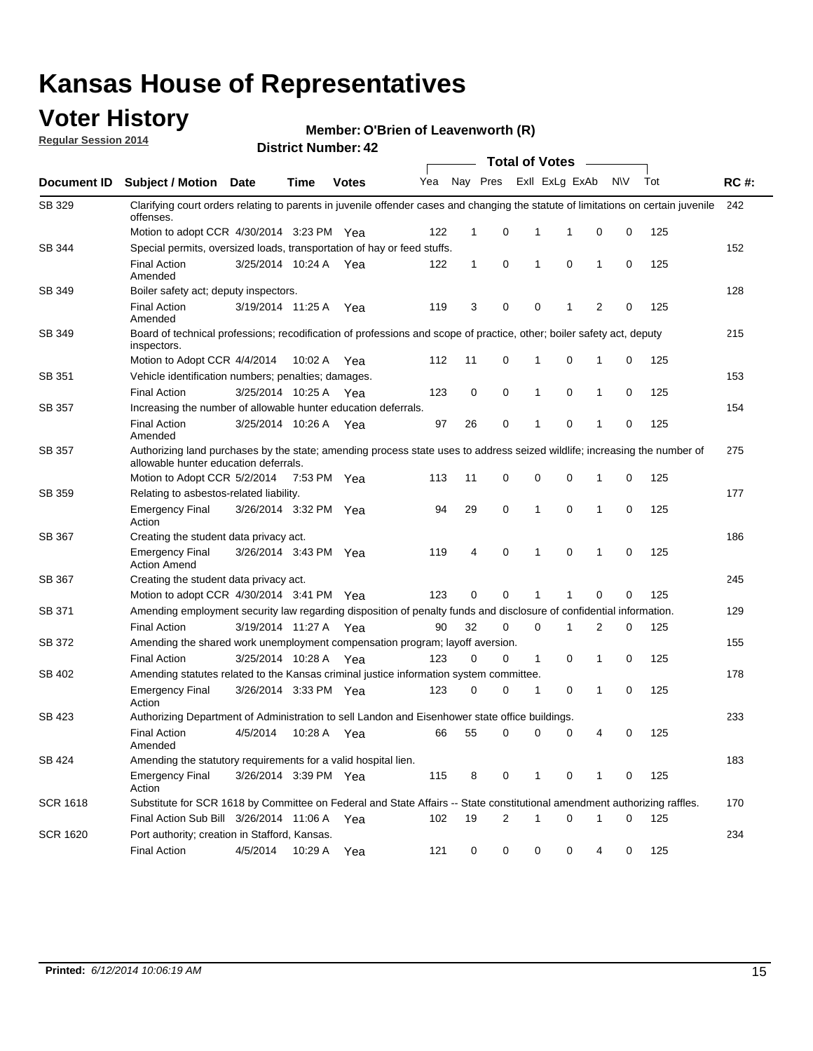# Kansas House of Representatives

## Voter History

**Regular Session 2014**

**Member: O'Brien of Leavenworth (R)**

**District Number: 42**

| Document ID | Subject / Motion | Date | Time | Votes | Yea | Nay | Pres | ExII | ExLg | ExAb | N\V | Tot | RC #: |
|---|---|---|---|---|---|---|---|---|---|---|---|---|---|
| SB 329 | Clarifying court orders relating to parents in juvenile offender cases and changing the statute of limitations on certain juvenile offenses. | | | | | | | | | | | | 242 |
| | Motion to adopt CCR | 4/30/2014 | 3:23 PM | Yea | 122 | 1 | 0 | 1 | 1 | 0 | 0 | 125 | |
| SB 344 | Special permits, oversized loads, transportation of hay or feed stuffs. | | | | | | | | | | | | 152 |
| | Final Action Amended | 3/25/2014 | 10:24 A | Yea | 122 | 1 | 0 | 1 | 0 | 1 | 0 | 125 | |
| SB 349 | Boiler safety act; deputy inspectors. | | | | | | | | | | | | 128 |
| | Final Action Amended | 3/19/2014 | 11:25 A | Yea | 119 | 3 | 0 | 0 | 1 | 2 | 0 | 125 | |
| SB 349 | Board of technical professions; recodification of professions and scope of practice, other; boiler safety act, deputy inspectors. | | | | | | | | | | | | 215 |
| | Motion to Adopt CCR | 4/4/2014 | 10:02 A | Yea | 112 | 11 | 0 | 1 | 0 | 1 | 0 | 125 | |
| SB 351 | Vehicle identification numbers; penalties; damages. | | | | | | | | | | | | 153 |
| | Final Action | 3/25/2014 | 10:25 A | Yea | 123 | 0 | 0 | 1 | 0 | 1 | 0 | 125 | |
| SB 357 | Increasing the number of allowable hunter education deferrals. | | | | | | | | | | | | 154 |
| | Final Action Amended | 3/25/2014 | 10:26 A | Yea | 97 | 26 | 0 | 1 | 0 | 1 | 0 | 125 | |
| SB 357 | Authorizing land purchases by the state; amending process state uses to address seized wildlife; increasing the number of allowable hunter education deferrals. | | | | | | | | | | | | 275 |
| | Motion to Adopt CCR | 5/2/2014 | 7:53 PM | Yea | 113 | 11 | 0 | 0 | 0 | 1 | 0 | 125 | |
| SB 359 | Relating to asbestos-related liability. | | | | | | | | | | | | 177 |
| | Emergency Final Action | 3/26/2014 | 3:32 PM | Yea | 94 | 29 | 0 | 1 | 0 | 1 | 0 | 125 | |
| SB 367 | Creating the student data privacy act. | | | | | | | | | | | | 186 |
| | Emergency Final Action Amend | 3/26/2014 | 3:43 PM | Yea | 119 | 4 | 0 | 1 | 0 | 1 | 0 | 125 | |
| SB 367 | Creating the student data privacy act. | | | | | | | | | | | | 245 |
| | Motion to adopt CCR | 4/30/2014 | 3:41 PM | Yea | 123 | 0 | 0 | 1 | 1 | 0 | 0 | 125 | |
| SB 371 | Amending employment security law regarding disposition of penalty funds and disclosure of confidential information. | | | | | | | | | | | | 129 |
| | Final Action | 3/19/2014 | 11:27 A | Yea | 90 | 32 | 0 | 0 | 1 | 2 | 0 | 125 | |
| SB 372 | Amending the shared work unemployment compensation program; layoff aversion. | | | | | | | | | | | | 155 |
| | Final Action | 3/25/2014 | 10:28 A | Yea | 123 | 0 | 0 | 1 | 0 | 1 | 0 | 125 | |
| SB 402 | Amending statutes related to the Kansas criminal justice information system committee. | | | | | | | | | | | | 178 |
| | Emergency Final Action | 3/26/2014 | 3:33 PM | Yea | 123 | 0 | 0 | 1 | 0 | 1 | 0 | 125 | |
| SB 423 | Authorizing Department of Administration to sell Landon and Eisenhower state office buildings. | | | | | | | | | | | | 233 |
| | Final Action Amended | 4/5/2014 | 10:28 A | Yea | 66 | 55 | 0 | 0 | 0 | 4 | 0 | 125 | |
| SB 424 | Amending the statutory requirements for a valid hospital lien. | | | | | | | | | | | | 183 |
| | Emergency Final Action | 3/26/2014 | 3:39 PM | Yea | 115 | 8 | 0 | 1 | 0 | 1 | 0 | 125 | |
| SCR 1618 | Substitute for SCR 1618 by Committee on Federal and State Affairs -- State constitutional amendment authorizing raffles. | | | | | | | | | | | | 170 |
| | Final Action Sub Bill | 3/26/2014 | 11:06 A | Yea | 102 | 19 | 2 | 1 | 0 | 1 | 0 | 125 | |
| SCR 1620 | Port authority; creation in Stafford, Kansas. | | | | | | | | | | | | 234 |
| | Final Action | 4/5/2014 | 10:29 A | Yea | 121 | 0 | 0 | 0 | 0 | 4 | 0 | 125 | |

**Printed:** *6/12/2014 10:06:19 AM*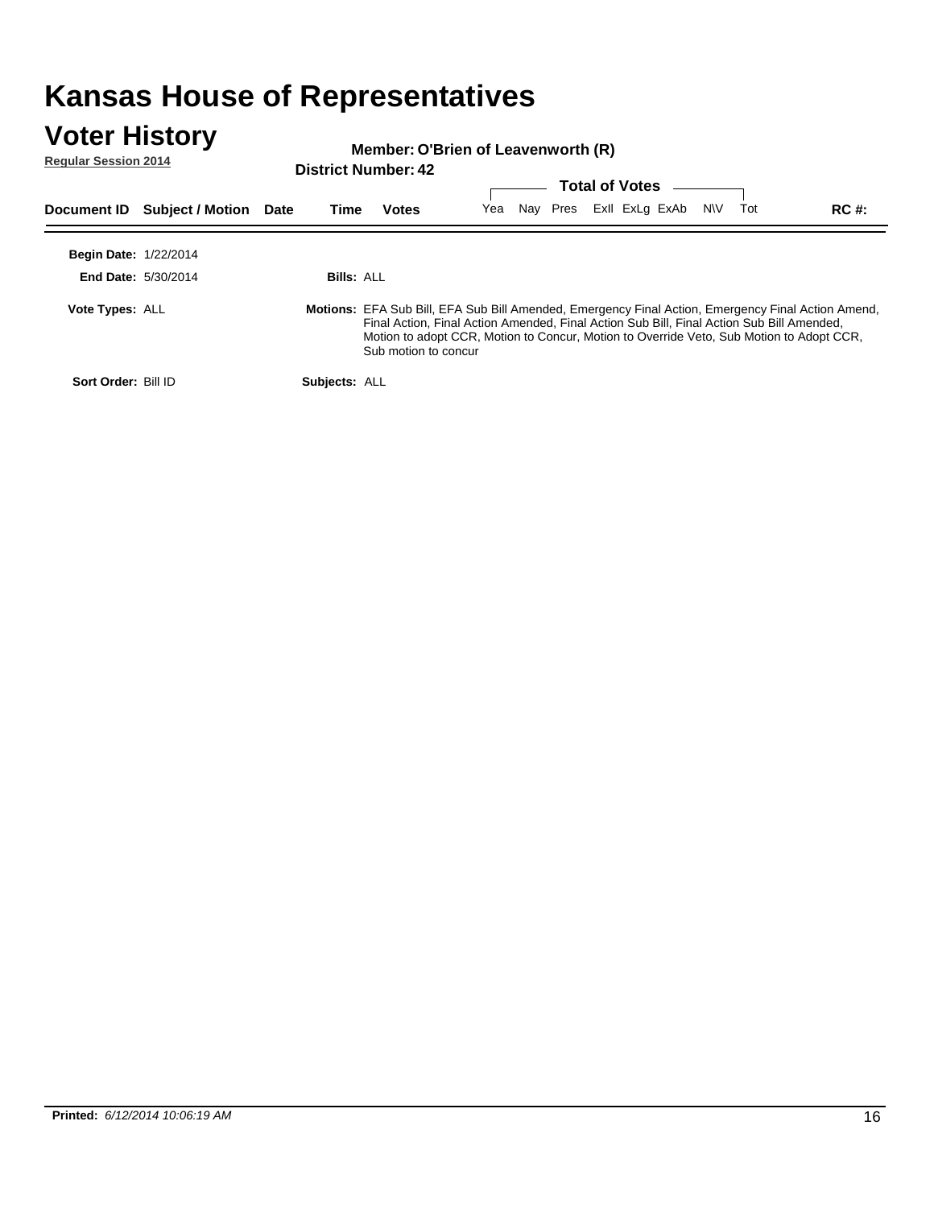# Kansas House of Representatives

## Voter History

**Regular Session 2014**

**Member: O'Brien of Leavenworth (R)**

**District Number: 42**

| Document ID | Subject / Motion | Date | Time | Votes | Yea | Nay | Pres | ExII | ExLg | ExAb | N\V | Tot | RC #: |
|---|---|---|---|---|---|---|---|---|---|---|---|---|---|

**Total of Votes**

**Begin Date:** 1/22/2014

**End Date:** 5/30/2014

**Bills:** ALL

**Vote Types:** ALL

**Motions:** EFA Sub Bill, EFA Sub Bill Amended, Emergency Final Action, Emergency Final Action Amend, Final Action, Final Action Amended, Final Action Sub Bill, Final Action Sub Bill Amended, Motion to adopt CCR, Motion to Concur, Motion to Override Veto, Sub Motion to Adopt CCR, Sub motion to concur

**Sort Order:** Bill ID

**Subjects:** ALL

**Printed:** *6/12/2014 10:06:19 AM*